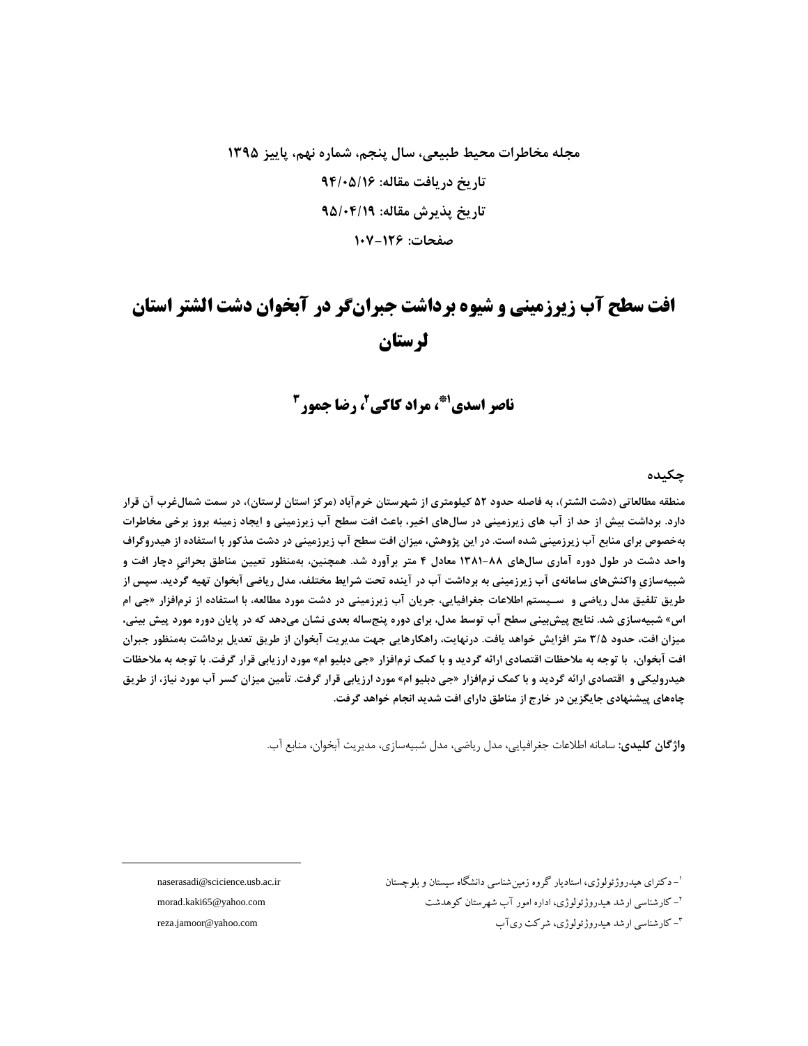مجله مخاطرات محیط طبیعی، سال پنجم، شماره نهم، پاییز ۱۳۹۵
تاریخ دریافت مقاله: ۹۴/۰۵/۱۶
تاریخ پذیرش مقاله: ۹۵/۰۴/۱۹
صفحات: ۱۲۶-۱۰۷

# افت سطح آب زیرزمینی و شیوه برداشت جبران‌گر در آبخوان دشت الشتر استان لرستان

**ناصر اسدی[1]*، مراد کاکی[2]، رضا جمور[3]**

## چکیده

**منطقه مطالعاتی (دشت الشتر)، به فاصله حدود ۵۲ کیلومتری از شهرستان خرم‌آباد (مرکز استان لرستان)، در سمت شمال‌غرب آن قرار دارد. برداشت بیش از حد از آب های زیرزمینی در سال‌های اخیر، باعث افت سطح آب زیرزمینی و ایجاد زمینه بروز برخی مخاطرات به‌خصوص برای منابع آب زیرزمینی شده است. در این پژوهش، میزان افت سطح آب زیرزمینی در دشت مذکور با استفاده از هیدروگراف واحد دشت در طول دوره آماری سال‌های ۸۸-۱۳۸۱ معادل ۴ متر برآورد شد. همچنین، به‌منظور تعیین مناطق بحرانیِ دچار افت و شبیه‌سازیِ واکنش‌های سامانه‌ی آب زیرزمینی به برداشت آب در آینده تحت شرایط مختلف، مدل ریاضی آبخوان تهیه گردید. سپس از طریق تلفیق مدل ریاضی و سیستم اطلاعات جغرافیایی، جریان آب زیرزمینی در دشت مورد مطالعه، با استفاده از نرم‌افزار «جی ام اس» شبیه‌سازی شد. نتایج پیش‌بینی سطح آب توسط مدل، برای دوره پنج‌ساله بعدی نشان می‌دهد که در پایان دوره مورد پیش بینی، میزان افت، حدود ۳/۵ متر افزایش خواهد یافت. درنهایت، راهکارهایی جهت مدیریت آبخوان از طریق تعدیل برداشت به‌منظور جبران افت آبخوان، با توجه به ملاحظات اقتصادی ارائه گردید و با کمک نرم‌افزار «جی دبلیو ام» مورد ارزیابی قرار گرفت. با توجه به ملاحظات هیدرولیکی و اقتصادی ارائه گردید و با کمک نرم‌افزار «جی دبلیو ام» مورد ارزیابی قرار گرفت. تأمین میزان کسر آب مورد نیاز، از طریق چاه‌های پیشنهادی جایگزین در خارج از مناطق دارای افت شدید انجام خواهد گرفت.**

**واژگان کلیدی:** سامانه اطلاعات جغرافیایی، مدل ریاضی، مدل شبیه‌سازی، مدیریت آبخوان، منابع آب.

---

[1]- دکترای هیدروژئولوژی، استادیار گروه زمین‌شناسی دانشگاه سیستان و بلوچستان — naserasadi@scicience.usb.ac.ir

[2]- کارشناسی ارشد هیدروژئولوژی، اداره امور آب شهرستان کوهدشت — morad.kaki65@yahoo.com

[3]- کارشناسی ارشد هیدروژئولوژی، شرکت ری‌آب — reza.jamoor@yahoo.com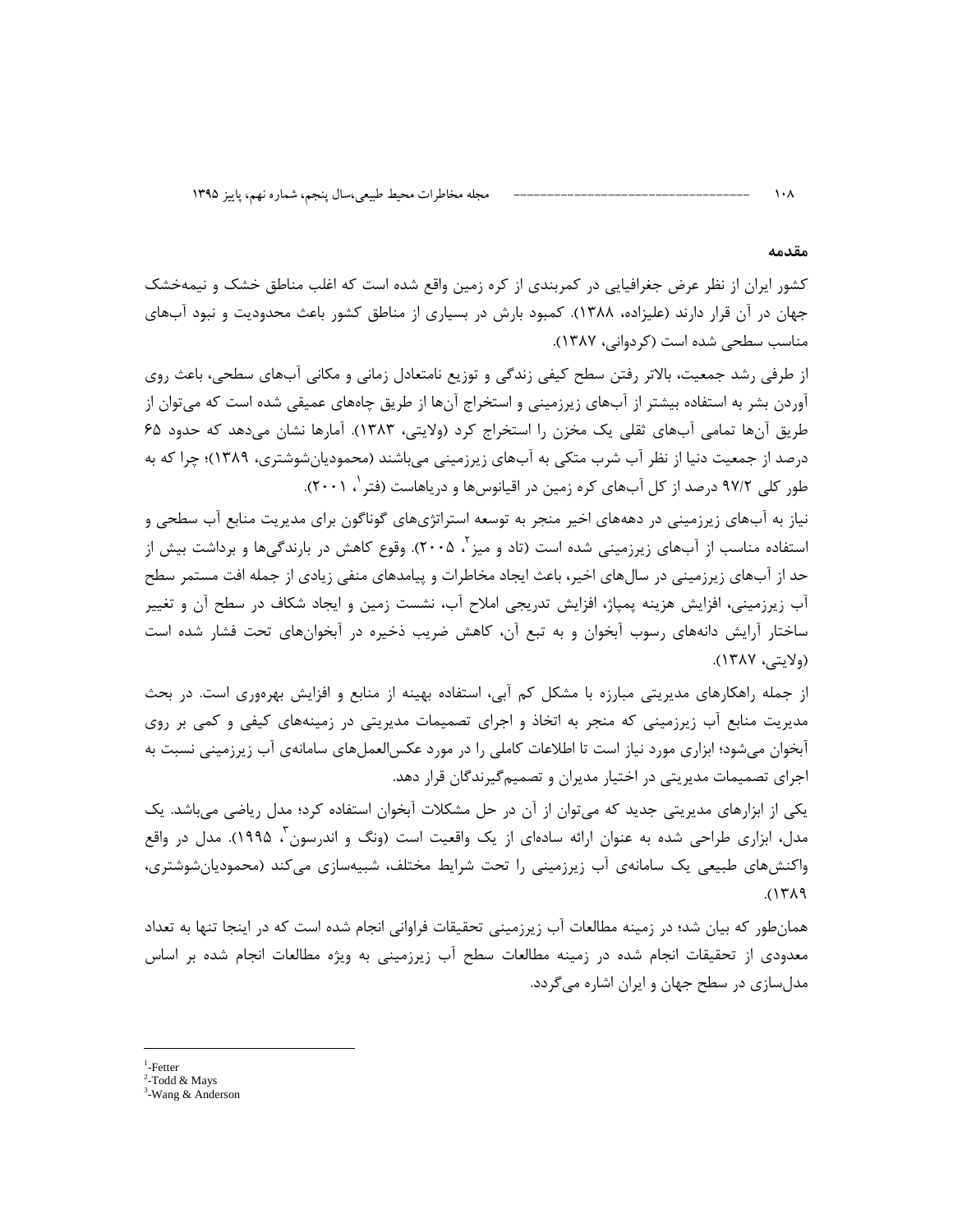### مقدمه

کشور ایران از نظر عرض جغرافیایی در کمربندی از کره زمین واقع شده است که اغلب مناطق خشک و نیمه‌خشک جهان در آن قرار دارند (علیزاده، ۱۳۸۸). کمبود بارش در بسیاری از مناطق کشور باعث محدودیت و نبود آب‌های مناسب سطحی شده است (کردوانی، ۱۳۸۷).

از طرفی رشد جمعیت، بالاتر رفتن سطح کیفی زندگی و توزیع نامتعادل زمانی و مکانی آب‌های سطحی، باعث روی آوردن بشر به استفاده بیشتر از آب‌های زیرزمینی و استخراج آن‌ها از طریق چاه‌های عمیق شده است که می‌توان از طریق آن‌ها تمامی آب‌های ثقلی یک مخزن را استخراج کرد (ولایتی، ۱۳۸۳). آمارها نشان می‌دهد که حدود ۶۵ درصد از جمعیت دنیا از نظر آب شرب متکی به آب‌های زیرزمینی می‌باشند (محمودیان‌شوشتری، ۱۳۸۹)؛ چرا که به طور کلی ۹۷/۲ درصد از کل آب‌های کره زمین در اقیانوس‌ها و دریاهاست (فتر[1]، ۲۰۰۱).

نیاز به آب‌های زیرزمینی در دهه‌های اخیر منجر به توسعه استراتژی‌های گوناگون برای مدیریت منابع آب سطحی و استفاده مناسب از آب‌های زیرزمینی شده است (تاد و میز[2]، ۲۰۰۵). وقوع کاهش در بارندگی‌ها و برداشت بیش از حد از آب‌های زیرزمینی در سال‌های اخیر، باعث ایجاد مخاطرات و پیامدهای منفی زیادی از جمله افت مستمر سطح آب زیرزمینی، افزایش هزینه پمپاژ، افزایش تدریجی املاح آب، نشست زمین و ایجاد شکاف در سطح آن و تغییر ساختار آرایش دانه‌های رسوب آبخوان و به تبع آن، کاهش ضریب ذخیره در آبخوان‌های تحت فشار شده است (ولایتی، ۱۳۸۷).

از جمله راهکارهای مدیریتی مبارزه با مشکل کم آبی، استفاده بهینه از منابع و افزایش بهره‌وری است. در بحث مدیریت منابع آب زیرزمینی که منجر به اتخاذ و اجرای تصمیمات مدیریتی در زمینه‌های کیفی و کمی بر روی آبخوان می‌شود؛ ابزاری مورد نیاز است تا اطلاعات کاملی را در مورد عکس‌العمل‌های سامانه‌ی آب زیرزمینی نسبت به اجرای تصمیمات مدیریتی در اختیار مدیران و تصمیم‌گیرندگان قرار دهد.

یکی از ابزارهای مدیریتی جدید که می‌توان از آن در حل مشکلات آبخوان استفاده کرد؛ مدل ریاضی می‌باشد. یک مدل، ابزاری طراحی شده به عنوان ارائه ساده‌ای از یک واقعیت است (ونگ و اندرسون[3]، ۱۹۹۵). مدل در واقع واکنش‌های طبیعی یک سامانه‌ی آب زیرزمینی را تحت شرایط مختلف، شبیه‌سازی می‌کند (محمودیان‌شوشتری، ۱۳۸۹).

همان‌طور که بیان شد؛ در زمینه مطالعات آب زیرزمینی تحقیقات فراوانی انجام شده است که در اینجا تنها به تعداد معدودی از تحقیقات انجام شده در زمینه مطالعات سطح آب زیرزمینی به ویژه مطالعات انجام شده بر اساس مدل‌سازی در سطح جهان و ایران اشاره می‌گردد.

---

[1]-Fetter
[2]-Todd & Mays
[3]-Wang & Anderson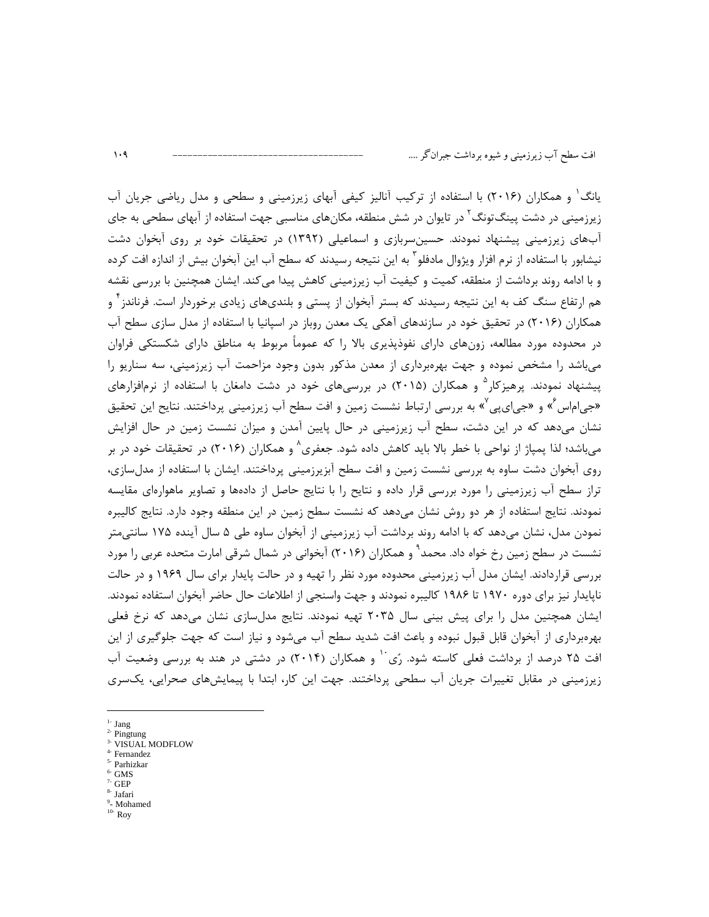یانگ[1] و همکاران (۲۰۱۶) با استفاده از ترکیب آنالیز کیفی آبهای زیرزمینی و سطحی و مدل ریاضی جریان آب زیرزمینی در دشت پینگ‌تونگ[2] در تایوان در شش منطقه، مکان‌های مناسبی جهت استفاده از آبهای سطحی به جای آب‌های زیرزمینی پیشنهاد نمودند. حسین‌سربازی و اسماعیلی (۱۳۹۲) در تحقیقات خود بر روی آبخوان دشت نیشابور با استفاده از نرم افزار ویژوال مادفلو[3] به این نتیجه رسیدند که سطح آب این آبخوان بیش از اندازه افت کرده و با ادامه روند برداشت از منطقه، کمیت و کیفیت آب زیرزمینی کاهش پیدا می‌کند. ایشان همچنین با بررسی نقشه هم ارتفاع سنگ کف به این نتیجه رسیدند که بستر آبخوان از پستی و بلندی‌های زیادی برخوردار است. فرناندز[4] و همکاران (۲۰۱۶) در تحقیق خود در سازندهای آهکی یک معدن روباز در اسپانیا با استفاده از مدل سازی سطح آب در محدوده مورد مطالعه، زون‌های دارای نفوذپذیری بالا را که عموماً مربوط به مناطق دارای شکستگی فراوان می‌باشد را مشخص نموده و جهت بهره‌برداری از معدن مذکور بدون وجود مزاحمت آب زیرزمینی، سه سناریو را پیشنهاد نمودند. پرهیزکار[5] و همکاران (۲۰۱۵) در بررسی‌های خود در دشت دامغان با استفاده از نرم‌افزارهای «جی‌ام‌اس[6]» و «جی‌ای‌پی[7]» به بررسی ارتباط نشست زمین و افت سطح آب زیرزمینی پرداختند. نتایج این تحقیق نشان می‌دهد که در این دشت، سطح آب زیرزمینی در حال پایین آمدن و میزان نشست زمین در حال افزایش می‌باشد؛ لذا پمپاژ از نواحی با خطر بالا باید کاهش داده شود. جعفری[8] و همکاران (۲۰۱۶) در تحقیقات خود در بر روی آبخوان دشت ساوه به بررسی نشست زمین و افت سطح آبزیرزمینی پرداختند. ایشان با استفاده از مدل‌سازی، تراز سطح آب زیرزمینی را مورد بررسی قرار داده و نتایج را با نتایج حاصل از داده‌ها و تصاویر ماهواره‌ای مقایسه نمودند. نتایج استفاده از هر دو روش نشان می‌دهد که نشست سطح زمین در این منطقه وجود دارد. نتایج کالیبره نمودن مدل، نشان می‌دهد که با ادامه روند برداشت آب زیرزمینی از آبخوان ساوه طی ۵ سال آینده ۱۷۵ سانتی‌متر نشست در سطح زمین رخ خواه داد. محمد[9] و همکاران (۲۰۱۶) آبخوانی در شمال شرقی امارت متحده عربی را مورد بررسی قراردادند. ایشان مدل آب زیرزمینی محدوده مورد نظر را تهیه و در حالت پایدار برای سال ۱۹۶۹ و در حالت ناپایدار نیز برای دوره ۱۹۷۰ تا ۱۹۸۶ کالیبره نمودند و جهت واسنجی از اطلاعات حال حاضر آبخوان استفاده نمودند. ایشان همچنین مدل را برای پیش بینی سال ۲۰۳۵ تهیه نمودند. نتایج مدل‌سازی نشان می‌دهد که نرخ فعلی بهره‌برداری از آبخوان قابل قبول نبوده و باعث افت شدید سطح آب می‌شود و نیاز است که جهت جلوگیری از این افت ۲۵ درصد از برداشت فعلی کاسته شود. رُی[10] و همکاران (۲۰۱۴) در دشتی در هند به بررسی وضعیت آب زیرزمینی در مقابل تغییرات جریان آب سطحی پرداختند. جهت این کار، ابتدا با پیمایش‌های صحرایی، یک‌سری

---

1- Jang
2- Pingtung
3- VISUAL MODFLOW
4- Fernandez
5- Parhizkar
6- GMS
7- GEP
8- Jafari
9- Mohamed
10- Roy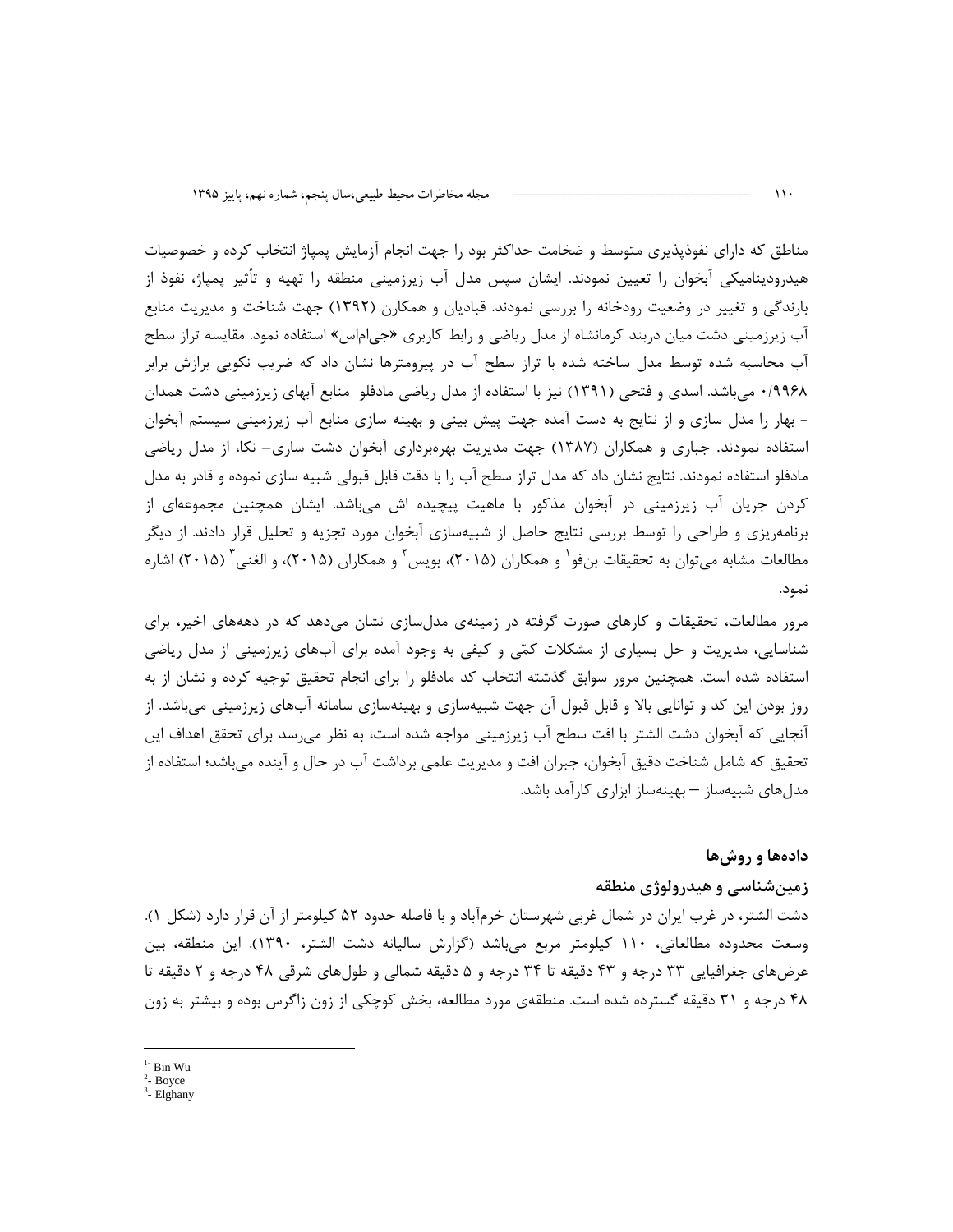مناطق که دارای نفوذپذیری متوسط و ضخامت حداکثر بود را جهت انجام آزمایش پمپاژ انتخاب کرده و خصوصیات هیدرودینامیکی آبخوان را تعیین نمودند. ایشان سپس مدل آب زیرزمینی منطقه را تهیه و تأثیر پمپاژ، نفوذ از بارندگی و تغییر در وضعیت رودخانه را بررسی نمودند. قبادیان و همکارن (۱۳۹۲) جهت شناخت و مدیریت منابع آب زیرزمینی دشت میان دربند کرمانشاه از مدل ریاضی و رابط کاربری «جی‌ام‌اس» استفاده نمود. مقایسه تراز سطح آب محاسبه شده توسط مدل ساخته شده با تراز سطح آب در پیزومترها نشان داد که ضریب نکویی برازش برابر ۰/۹۹۶۸ می‌باشد. اسدی و فتحی (۱۳۹۱) نیز با استفاده از مدل ریاضی مادفلو منابع آبهای زیرزمینی دشت همدان - بهار را مدل سازی و از نتایج به دست آمده جهت پیش بینی و بهینه سازی منابع آب زیرزمینی سیستم آبخوان استفاده نمودند. جباری و همکاران (۱۳۸۷) جهت مدیریت بهره‌برداری آبخوان دشت ساری– نکا، از مدل ریاضی مادفلو استفاده نمودند. نتایج نشان داد که مدل تراز سطح آب را با دقت قابل قبولی شبیه سازی نموده و قادر به مدل کردن جریان آب زیرزمینی در آبخوان مذکور با ماهیت پیچیده اش می‌باشد. ایشان همچنین مجموعه‌ای از برنامه‌ریزی و طراحی را توسط بررسی نتایج حاصل از شبیه‌سازی آبخوان مورد تجزیه و تحلیل قرار دادند. از دیگر مطالعات مشابه می‌توان به تحقیقات بن‌فو[1] و همکاران (۲۰۱۵)، بویس[2] و همکاران (۲۰۱۵)، و الغنی[3] (۲۰۱۵) اشاره نمود.

مرور مطالعات، تحقیقات و کارهای صورت گرفته در زمینه‌ی مدل‌سازی نشان می‌دهد که در دهه‌های اخیر، برای شناسایی، مدیریت و حل بسیاری از مشکلات کمّی و کیفی به وجود آمده برای آب‌های زیرزمینی از مدل ریاضی استفاده شده است. همچنین مرور سوابق گذشته انتخاب کد مادفلو را برای انجام تحقیق توجیه کرده و نشان از به روز بودن این کد و توانایی بالا و قابل قبول آن جهت شبیه‌سازی و بهینه‌سازی سامانه آب‌های زیرزمینی می‌باشد. از آنجایی که آبخوان دشت الشتر با افت سطح آب زیرزمینی مواجه شده است، به نظر می‌رسد برای تحقق اهداف این تحقیق که شامل شناخت دقیق آبخوان، جبران افت و مدیریت علمی برداشت آب در حال و آینده می‌باشد؛ استفاده از مدل‌های شبیه‌ساز – بهینه‌ساز ابزاری کارآمد باشد.

## داده‌ها و روش‌ها

### زمین‌شناسی و هیدرولوژی منطقه

دشت الشتر، در غرب ایران در شمال غربی شهرستان خرم‌آباد و با فاصله حدود ۵۲ کیلومتر از آن قرار دارد (شکل ۱). وسعت محدوده مطالعاتی، ۱۱۰ کیلومتر مربع می‌باشد (گزارش سالیانه دشت الشتر، ۱۳۹۰). این منطقه، بین عرض‌های جغرافیایی ۳۳ درجه و ۴۳ دقیقه تا ۳۴ درجه و ۵ دقیقه شمالی و طول‌های شرقی ۴۸ درجه و ۲ دقیقه تا ۴۸ درجه و ۳۱ دقیقه گسترده شده است. منطقه‌ی مورد مطالعه، بخش کوچکی از زون زاگرس بوده و بیشتر به زون

---

[1] Bin Wu
[2] Boyce
[3] Elghany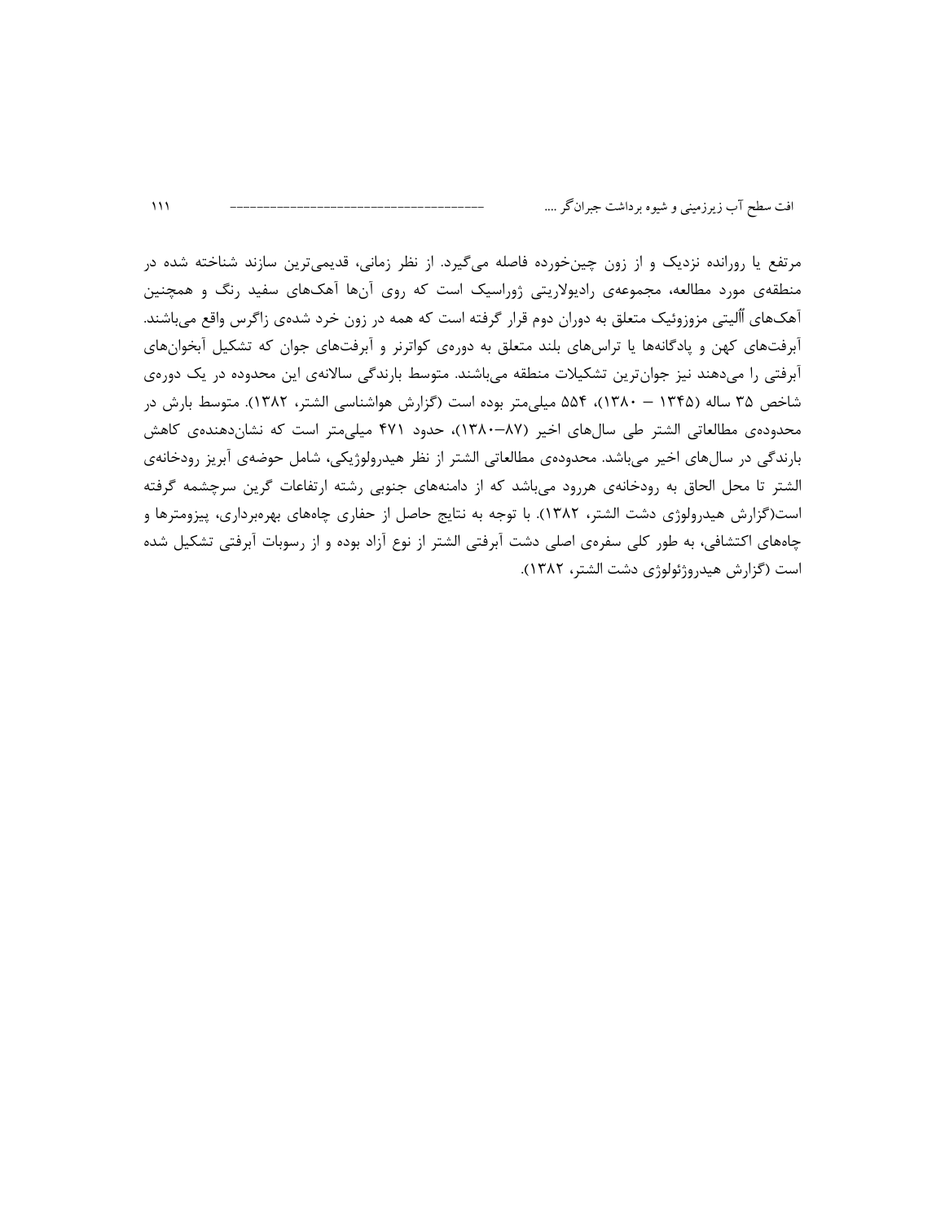مرتفع یا رورانده نزدیک و از زون چین‌خورده فاصله می‌گیرد. از نظر زمانی، قدیمی‌ترین سازند شناخته شده در منطقه‌ی مورد مطالعه، مجموعه‌ی رادیولاریتی ژوراسیک است که روی آن‌ها آهک‌های سفید رنگ و همچنین آهک‌های اُالیتی مزوزوئیک متعلق به دوران دوم قرار گرفته است که همه در زون خرد شده‌ی زاگرس واقع می‌باشند. آبرفت‌های کهن و پادگانه‌ها یا تراس‌های بلند متعلق به دوره‌ی کواترنر و آبرفت‌های جوان که تشکیل آبخوان‌های آبرفتی را می‌دهند نیز جوان‌ترین تشکیلات منطقه می‌باشند. متوسط بارندگی سالانه‌ی این محدوده در یک دوره‌ی شاخص ۳۵ ساله (۱۳۴۵ – ۱۳۸۰)، ۵۵۴ میلی‌متر بوده است (گزارش هواشناسی الشتر، ۱۳۸۲). متوسط بارش در محدوده‌ی مطالعاتی الشتر طی سال‌های اخیر (۸۷–۱۳۸۰)، حدود ۴۷۱ میلی‌متر است که نشان‌دهنده‌ی کاهش بارندگی در سال‌های اخیر می‌باشد. محدوده‌ی مطالعاتی الشتر از نظر هیدرولوژیکی، شامل حوضه‌ی آبریز رودخانه‌ی الشتر تا محل الحاق به رودخانه‌ی هررود می‌باشد که از دامنه‌های جنوبی رشته ارتفاعات گرین سرچشمه گرفته است(گزارش هیدرولوژی دشت الشتر، ۱۳۸۲). با توجه به نتایج حاصل از حفاری چاه‌های بهره‌برداری، پیزومترها و چاه‌های اکتشافی، به طور کلی سفره‌ی اصلی دشت آبرفتی الشتر از نوع آزاد بوده و از رسوبات آبرفتی تشکیل شده است (گزارش هیدروژئولوژی دشت الشتر، ۱۳۸۲).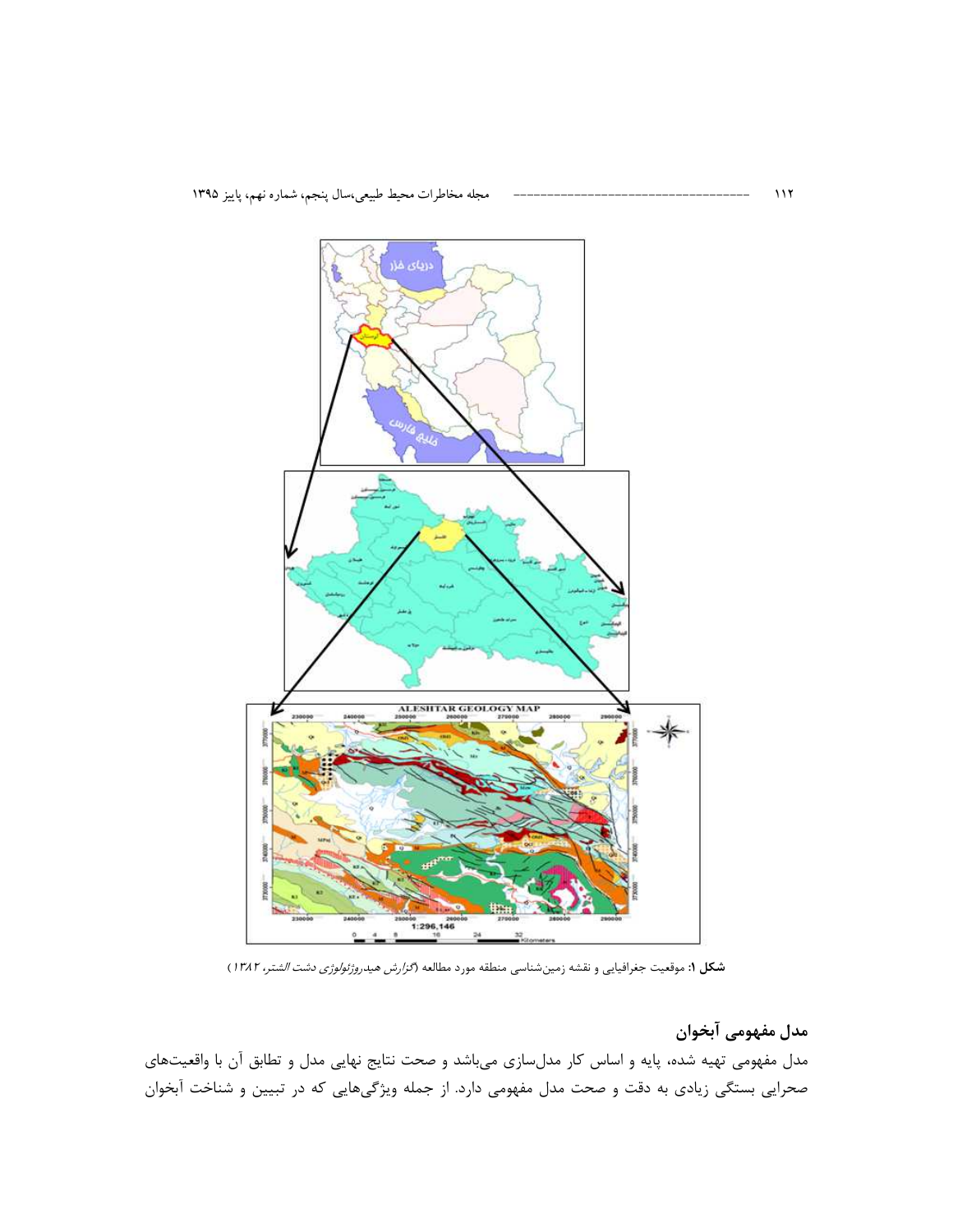**شکل ۱:** موقعیت جغرافیایی و نقشه زمین‌شناسی منطقه مورد مطالعه (*گزارش هیدروژئولوژی دشت الشتر، ۱۳۸۲*)

## مدل مفهومی آبخوان

مدل مفهومی تهیه شده، پایه و اساس کار مدل‌سازی می‌باشد و صحت نتایج نهایی مدل و تطابق آن با واقعیت‌های صحرایی بستگی زیادی به دقت و صحت مدل مفهومی دارد. از جمله ویژگی‌هایی که در تبیین و شناخت آبخوان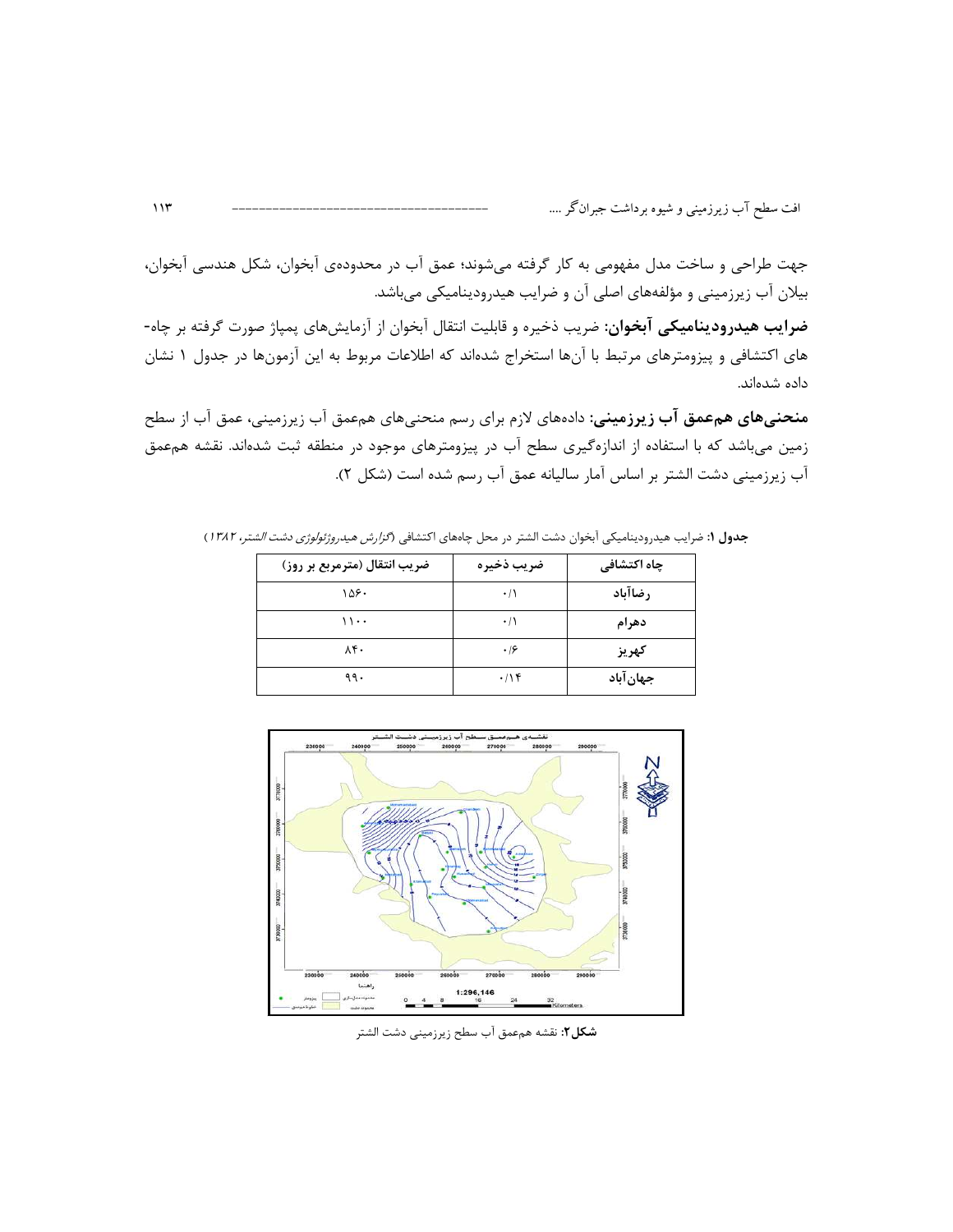جهت طراحی و ساخت مدل مفهومی به کار گرفته می‌شوند؛ عمق آب در محدوده‌ی آبخوان، شکل هندسی آبخوان، بیلان آب زیرزمینی و مؤلفه‌های اصلی آن و ضرایب هیدرودینامیکی می‌باشد.

**ضرایب هیدرودینامیکی آبخوان:** ضریب ذخیره و قابلیت انتقال آبخوان از آزمایش‌های پمپاژ صورت گرفته بر چاه‌های اکتشافی و پیزومترهای مرتبط با آن‌ها استخراج شده‌اند که اطلاعات مربوط به این آزمون‌ها در جدول ۱ نشان داده شده‌اند.

**منحنی‌های هم‌عمق آب زیرزمینی:** داده‌های لازم برای رسم منحنی‌های هم‌عمق آب زیرزمینی، عمق آب از سطح زمین می‌باشد که با استفاده از اندازه‌گیری سطح آب در پیزومترهای موجود در منطقه ثبت شده‌اند. نقشه هم‌عمق آب زیرزمینی دشت الشتر بر اساس آمار سالیانه عمق آب رسم شده است (شکل ۲).

**جدول ۱:** ضرایب هیدرودینامیکی آبخوان دشت الشتر در محل چاه‌های اکتشافی (*گزارش هیدروژئولوژی دشت الشتر، ۱۳۸۲*)

| چاه اکتشافی | ضریب ذخیره | ضریب انتقال (مترمربع بر روز) |
|---|---|---|
| رضاآباد | ۰/۱ | ۱۵۶۰ |
| دهرام | ۰/۱ | ۱۱۰۰ |
| کهریز | ۰/۶ | ۸۴۰ |
| جهان‌آباد | ۰/۱۴ | ۹۹۰ |

**شکل۲:** نقشه هم‌عمق آب سطح زیرزمینی دشت الشتر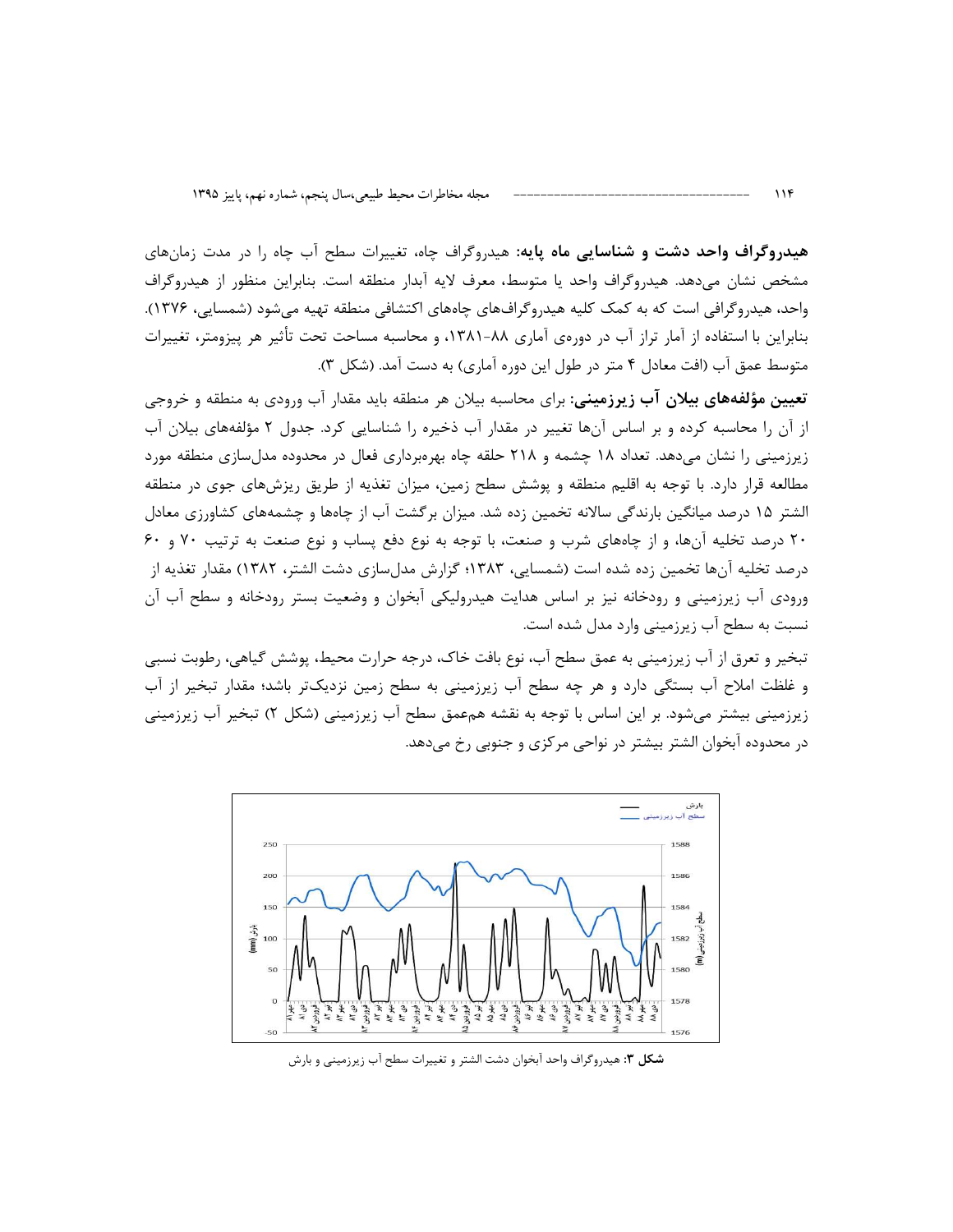**هیدروگراف واحد دشت و شناسایی ماه پایه:** هیدروگراف چاه، تغییرات سطح آب چاه را در مدت زمان‌های مشخص نشان می‌دهد. هیدروگراف واحد یا متوسط، معرف لایه آبدار منطقه است. بنابراین منظور از هیدروگراف واحد، هیدروگرافی است که به کمک کلیه هیدروگراف‌های چاه‌های اکتشافی منطقه تهیه می‌شود (شمسایی، ۱۳۷۶). بنابراین با استفاده از آمار تراز آب در دوره‌ی آماری ۸۸-۱۳۸۱، و محاسبه مساحت تحت تأثیر هر پیزومتر، تغییرات متوسط عمق آب (افت معادل ۴ متر در طول این دوره آماری) به دست آمد. (شکل ۳).

**تعیین مؤلفه‌های بیلان آب زیرزمینی:** برای محاسبه بیلان هر منطقه باید مقدار آب ورودی به منطقه و خروجی از آن را محاسبه کرده و بر اساس آن‌ها تغییر در مقدار آب ذخیره را شناسایی کرد. جدول ۲ مؤلفه‌های بیلان آب زیرزمینی را نشان می‌دهد. تعداد ۱۸ چشمه و ۲۱۸ حلقه چاه بهره‌برداری فعال در محدوده مدل‌سازی منطقه مورد مطالعه قرار دارد. با توجه به اقلیم منطقه و پوشش سطح زمین، میزان تغذیه از طریق ریزش‌های جوی در منطقه الشتر ۱۵ درصد میانگین بارندگی سالانه تخمین زده شد. میزان برگشت آب از چاه‌ها و چشمه‌های کشاورزی معادل ۲۰ درصد تخلیه آن‌ها، و از چاه‌های شرب و صنعت، با توجه به نوع دفع پساب و نوع صنعت به ترتیب ۷۰ و ۶۰ درصد تخلیه آن‌ها تخمین زده شده است (شمسایی، ۱۳۸۳؛ گزارش مدل‌سازی دشت الشتر، ۱۳۸۲) مقدار تغذیه از ورودی آب زیرزمینی و رودخانه نیز بر اساس هدایت هیدرولیکی آبخوان و وضعیت بستر رودخانه و سطح آب آن نسبت به سطح آب زیرزمینی وارد مدل شده است.

تبخیر و تعرق از آب زیرزمینی به عمق سطح آب، نوع بافت خاک، درجه حرارت محیط، پوشش گیاهی، رطوبت نسبی و غلظت املاح آب بستگی دارد و هر چه سطح آب زیرزمینی به سطح زمین نزدیک‌تر باشد؛ مقدار تبخیر از آب زیرزمینی بیشتر می‌شود. بر این اساس با توجه به نقشه هم‌عمق سطح آب زیرزمینی (شکل ۲) تبخیر آب زیرزمینی در محدوده آبخوان الشتر بیشتر در نواحی مرکزی و جنوبی رخ می‌دهد.

**شکل ۳:** هیدروگراف واحد آبخوان دشت الشتر و تغییرات سطح آب زیرزمینی و بارش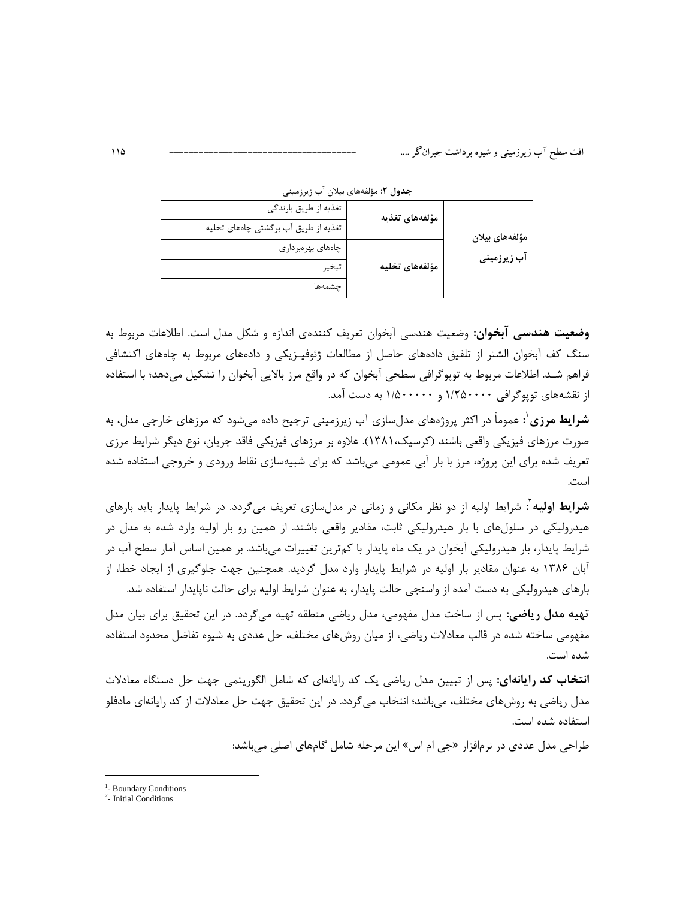**جدول ۲:** مؤلفه‌های بیلان آب زیرزمینی

| مؤلفه‌های بیلان آب زیرزمینی | مؤلفه‌های تغذیه | تغذیه از طریق بارندگی |
| --- | --- | --- |
| | | تغذیه از طریق آب برگشتی چاه‌های تخلیه |
| | مؤلفه‌های تخلیه | چاه‌های بهره‌برداری |
| | | تبخیر |
| | | چشمه‌ها |

**وضعیت هندسی آبخوان:** وضعیت هندسی آبخوان تعریف کننده‌ی اندازه و شکل مدل است. اطلاعات مربوط به سنگ کف آبخوان الشتر از تلفیق داده‌های حاصل از مطالعات ژئوفیـزیکی و داده‌های مربوط به چاه‌های اکتشافی فراهم شـد. اطلاعات مربوط به توپوگرافی سطحی آبخوان که در واقع مرز بالایی آبخوان را تشکیل می‌دهد؛ با استفاده از نقشه‌های توپوگرافی ۱/۲۵۰۰۰۰ و ۱/۵۰۰۰۰۰ به دست آمد.

**شرایط مرزی**[1]: عموماً در اکثر پروژه‌های مدل‌سازی آب زیرزمینی ترجیح داده می‌شود که مرزهای خارجی مدل، به صورت مرزهای فیزیکی واقعی باشند (کرسیک،۱۳۸۱). علاوه بر مرزهای فیزیکی فاقد جریان، نوع دیگر شرایط مرزی تعریف شده برای این پروژه، مرز با بار آبی عمومی می‌باشد که برای شبیه‌سازی نقاط ورودی و خروجی استفاده شده است.

**شرایط اولیه**[2]: شرایط اولیه از دو نظر مکانی و زمانی در مدل‌سازی تعریف می‌گردد. در شرایط پایدار باید بارهای هیدرولیکی در سلول‌های با بار هیدرولیکی ثابت، مقادیر واقعی باشند. از همین رو بار اولیه وارد شده به مدل در شرایط پایدار، بار هیدرولیکی آبخوان در یک ماه پایدار با کم‌ترین تغییرات می‌باشد. بر همین اساس آمار سطح آب در آبان ۱۳۸۶ به عنوان مقادیر بار اولیه در شرایط پایدار وارد مدل گردید. همچنین جهت جلوگیری از ایجاد خطا، از بارهای هیدرولیکی به دست آمده از واسنجی حالت پایدار، به عنوان شرایط اولیه برای حالت ناپایدار استفاده شد.

**تهیه مدل ریاضی:** پس از ساخت مدل مفهومی، مدل ریاضی منطقه تهیه می‌گردد. در این تحقیق برای بیان مدل مفهومی ساخته شده در قالب معادلات ریاضی، از میان روش‌های مختلف، حل عددی به شیوه تفاضل محدود استفاده شده است.

**انتخاب کد رایانه‌ای:** پس از تبیین مدل ریاضی یک کد رایانه‌ای که شامل الگوریتمی جهت حل دستگاه معادلات مدل ریاضی به روش‌های مختلف، می‌باشد؛ انتخاب می‌گردد. در این تحقیق جهت حل معادلات از کد رایانه‌ای مادفلو استفاده شده است.

طراحی مدل عددی در نرم‌افزار «جی ام اس» این مرحله شامل گام‌های اصلی می‌باشد:

---

[1]- Boundary Conditions
[2]- Initial Conditions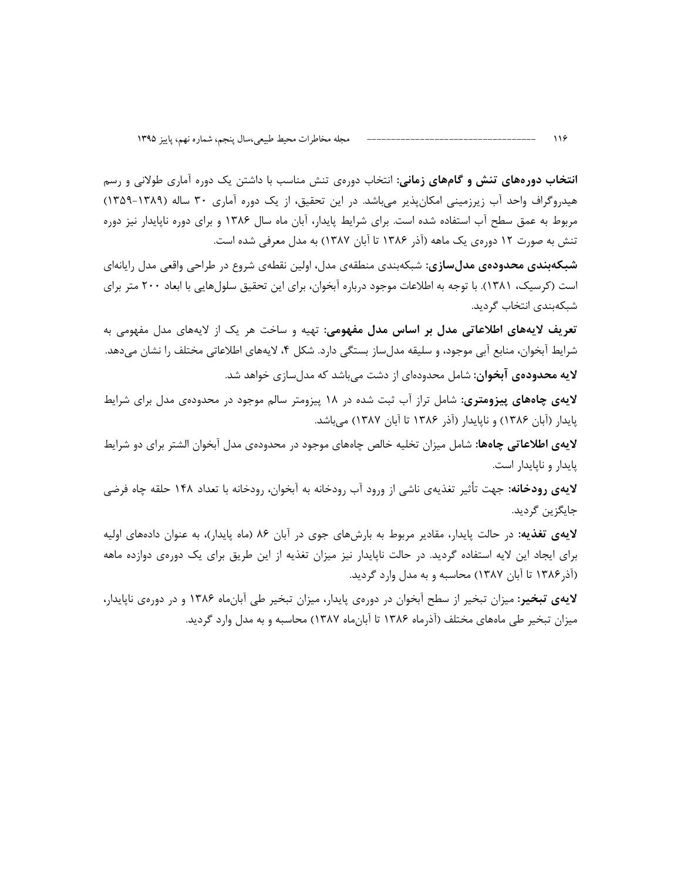**انتخاب دوره‌های تنش و گام‌های زمانی:** انتخاب دوره‌ی تنش مناسب با داشتن یک دوره آماری طولانی و رسم هیدروگراف واحد آب زیرزمینی امکان‌پذیر می‌باشد. در این تحقیق، از یک دوره آماری ۳۰ ساله (۱۳۸۹-۱۳۵۹) مربوط به عمق سطح آب استفاده شده است. برای شرایط پایدار، آبان ماه سال ۱۳۸۶ و برای دوره ناپایدار نیز دوره تنش به صورت ۱۲ دوره‌ی یک ماهه (آذر ۱۳۸۶ تا آبان ۱۳۸۷) به مدل معرفی شده است.

**شبکه‌بندی محدوده‌ی مدل‌سازی:** شبکه‌بندی منطقه‌ی مدل، اولین نقطه‌ی شروع در طراحی واقعی مدل رایانه‌ای است (کرسیک، ۱۳۸۱). با توجه به اطلاعات موجود درباره آبخوان، برای این تحقیق سلول‌هایی با ابعاد ۲۰۰ متر برای شبکه‌بندی انتخاب گردید.

**تعریف لایه‌های اطلاعاتی مدل بر اساس مدل مفهومی:** تهیه و ساخت هر یک از لایه‌های مدل مفهومی به شرایط آبخوان، منابع آبی موجود، و سلیقه مدل‌ساز بستگی دارد. شکل ۴، لایه‌های اطلاعاتی مختلف را نشان می‌دهد.

**لایه محدوده‌ی آبخوان:** شامل محدوده‌ای از دشت می‌باشد که مدل‌سازی خواهد شد.

**لایه‌ی چاه‌های پیزومتری:** شامل تراز آب ثبت شده در ۱۸ پیزومتر سالم موجود در محدوده‌ی مدل برای شرایط پایدار (آبان ۱۳۸۶) و ناپایدار (آذر ۱۳۸۶ تا آبان ۱۳۸۷) می‌باشد.

**لایه‌ی اطلاعاتی چاه‌ها:** شامل میزان تخلیه خالص چاه‌های موجود در محدوده‌ی مدل آبخوان الشتر برای دو شرایط پایدار و ناپایدار است.

**لایه‌ی رودخانه:** جهت تأثیر تغذیه‌ی ناشی از ورود آب رودخانه به آبخوان، رودخانه با تعداد ۱۴۸ حلقه چاه فرضی جایگزین گردید.

**لایه‌ی تغذیه:** در حالت پایدار، مقادیر مربوط به بارش‌های جوی در آبان ۸۶ (ماه پایدار)، به عنوان داده‌های اولیه برای ایجاد این لایه استفاده گردید. در حالت ناپایدار نیز میزان تغذیه از این طریق برای یک دوره‌ی دوازده ماهه (آذر۱۳۸۶ تا آبان ۱۳۸۷) محاسبه و به مدل وارد گردید.

**لایه‌ی تبخیر:** میزان تبخیر از سطح آبخوان در دوره‌ی پایدار، میزان تبخیر طی آبان‌ماه ۱۳۸۶ و در دوره‌ی ناپایدار، میزان تبخیر طی ماه‌های مختلف (آذرماه ۱۳۸۶ تا آبان‌ماه ۱۳۸۷) محاسبه و به مدل وارد گردید.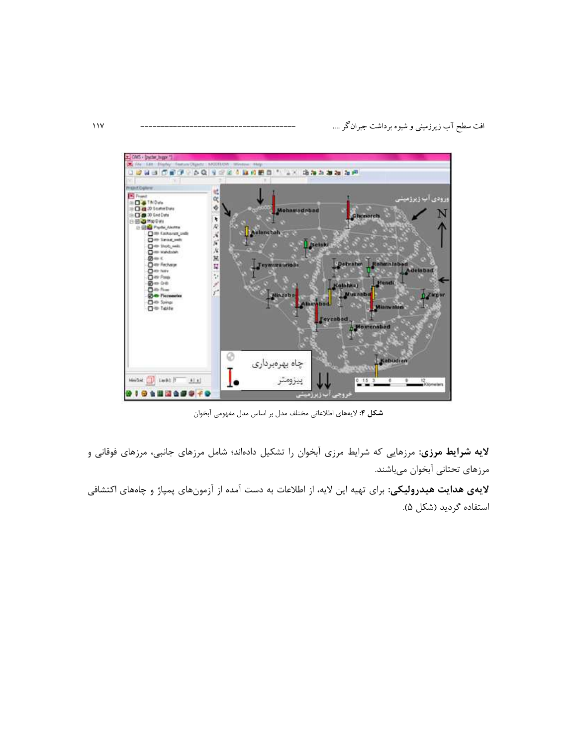**شکل ۴**: لایه‌های اطلاعاتی مختلف مدل بر اساس مدل مفهومی آبخوان

**لایه شرایط مرزی:** مرزهایی که شرایط مرزی آبخوان را تشکیل داده‌اند؛ شامل مرزهای جانبی، مرزهای فوقانی و مرزهای تحتانی آبخوان می‌باشند.

**لایه‌ی هدایت هیدرولیکی:** برای تهیه این لایه، از اطلاعات به دست آمده از آزمون‌های پمپاژ و چاه‌های اکتشافی استفاده گردید (شکل ۵).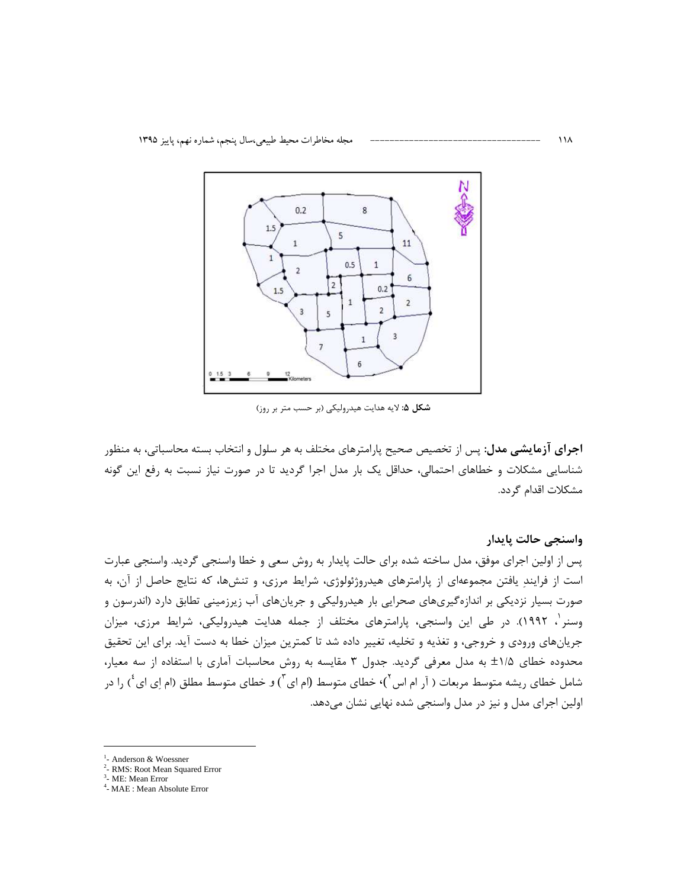**شکل ۵:** لایه هدایت هیدرولیکی (بر حسب متر بر روز)

**اجرای آزمایشی مدل:** پس از تخصیص صحیح پارامترهای مختلف به هر سلول و انتخاب بسته محاسباتی، به منظور شناسایی مشکلات و خطاهای احتمالی، حداقل یک بار مدل اجرا گردید تا در صورت نیاز نسبت به رفع این گونه مشکلات اقدام گردد.

## واسنجی حالت پایدار

پس از اولین اجرای موفق، مدل ساخته شده برای حالت پایدار به روش سعی و خطا واسنجی گردید. واسنجی عبارت است از فرایندِ یافتن مجموعه‌ای از پارامترهای هیدروژئولوژی، شرایط مرزی، و تنش‌ها، که نتایج حاصل از آن، به صورت بسیار نزدیکی بر اندازه‌گیری‌های صحرایی بار هیدرولیکی و جریان‌های آب زیرزمینی تطابق دارد (اندرسون و وسنر[1]، ۱۹۹۲). در طی این واسنجی، پارامترهای مختلف از جمله هدایت هیدرولیکی، شرایط مرزی، میزان جریان‌های ورودی و خروجی، و تغذیه و تخلیه، تغییر داده شد تا کمترین میزان خطا به دست آید. برای این تحقیق محدوده خطای ۱/۵± به مدل معرفی گردید. جدول ۳ مقایسه به روش محاسبات آماری با استفاده از سه معیار، شامل خطای ریشه متوسط مربعات ( آر ام اس[2])، خطای متوسط (ام ای[3]) و خطای متوسط مطلق (ام اِی ای[4]) را در اولین اجرای مدل و نیز در مدل واسنجی شده نهایی نشان می‌دهد.

---

[1]- Anderson & Woessner
[2]- RMS: Root Mean Squared Error
[3]- ME: Mean Error
[4]- MAE : Mean Absolute Error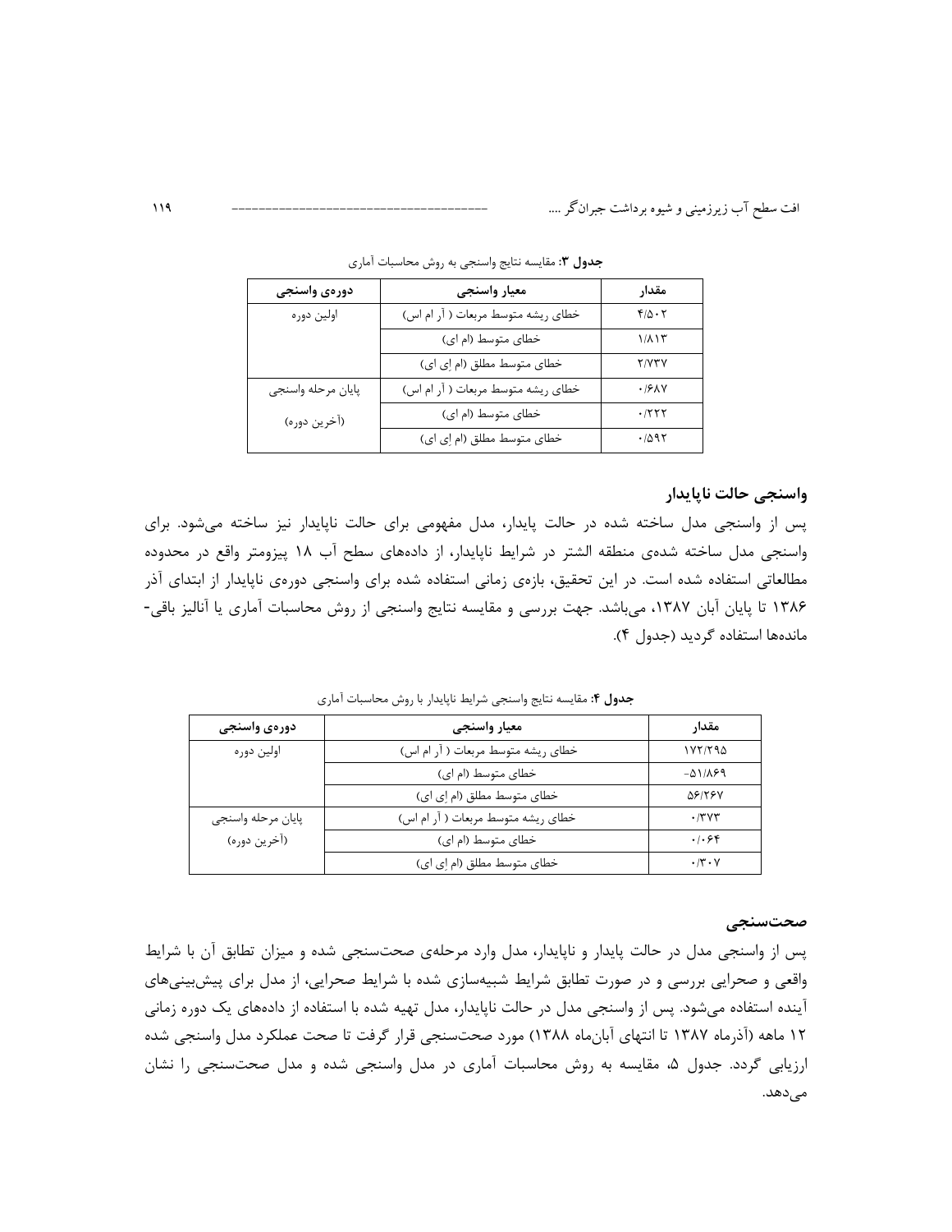**جدول ۳**: مقایسه نتایج واسنجی به روش محاسبات آماری

| دوره‌ی واسنجی | معیار واسنجی | مقدار |
| --- | --- | --- |
| اولین دوره | خطای ریشه متوسط مربعات ( آر ام اس) | ۴/۵۰۲ |
| | خطای متوسط (ام ای) | ۱/۸۱۳ |
| | خطای متوسط مطلق (ام اِی ای) | ۲/۷۳۷ |
| پایان مرحله واسنجی (آخرین دوره) | خطای ریشه متوسط مربعات ( آر ام اس) | ۰/۶۸۷ |
| | خطای متوسط (ام ای) | ۰/۲۲۲ |
| | خطای متوسط مطلق (ام اِی ای) | ۰/۵۹۲ |

## واسنجی حالت ناپایدار

پس از واسنجی مدل ساخته شده در حالت پایدار، مدل مفهومی برای حالت ناپایدار نیز ساخته می‌شود. برای واسنجی مدل ساخته شده‌ی منطقه الشتر در شرایط ناپایدار، از داده‌های سطح آب ۱۸ پیزومتر واقع در محدوده مطالعاتی استفاده شده است. در این تحقیق، بازه‌ی زمانی استفاده شده برای واسنجی دوره‌ی ناپایدار از ابتدای آذر ۱۳۸۶ تا پایان آبان ۱۳۸۷، می‌باشد. جهت بررسی و مقایسه نتایج واسنجی از روش محاسبات آماری یا آنالیز باقی-مانده‌ها استفاده گردید (جدول ۴).

**جدول ۴**: مقایسه نتایج واسنجی شرایط ناپایدار با روش محاسبات آماری

| دوره‌ی واسنجی | معیار واسنجی | مقدار |
| --- | --- | --- |
| اولین دوره | خطای ریشه متوسط مربعات ( آر ام اس) | ۱۷۲/۲۹۵ |
| | خطای متوسط (ام ای) | -۵۱/۸۶۹ |
| | خطای متوسط مطلق (ام اِی ای) | ۵۶/۲۶۷ |
| پایان مرحله واسنجی (آخرین دوره) | خطای ریشه متوسط مربعات ( آر ام اس) | ۰/۳۷۳ |
| | خطای متوسط (ام ای) | ۰/۰۶۴ |
| | خطای متوسط مطلق (ام اِی ای) | ۰/۳۰۷ |

## صحت‌سنجی

پس از واسنجی مدل در حالت پایدار و ناپایدار، مدل وارد مرحله‌ی صحت‌سنجی شده و میزان تطابق آن با شرایط واقعی و صحرایی بررسی و در صورت تطابق شرایط شبیه‌سازی شده با شرایط صحرایی، از مدل برای پیش‌بینی‌های آینده استفاده می‌شود. پس از واسنجی مدل در حالت ناپایدار، مدل تهیه شده با استفاده از داده‌های یک دوره زمانی ۱۲ ماهه (آذرماه ۱۳۸۷ تا انتهای آبان‌ماه ۱۳۸۸) مورد صحت‌سنجی قرار گرفت تا صحت عملکرد مدل واسنجی شده ارزیابی گردد. جدول ۵، مقایسه به روش محاسبات آماری در مدل واسنجی شده و مدل صحت‌سنجی را نشان می‌دهد.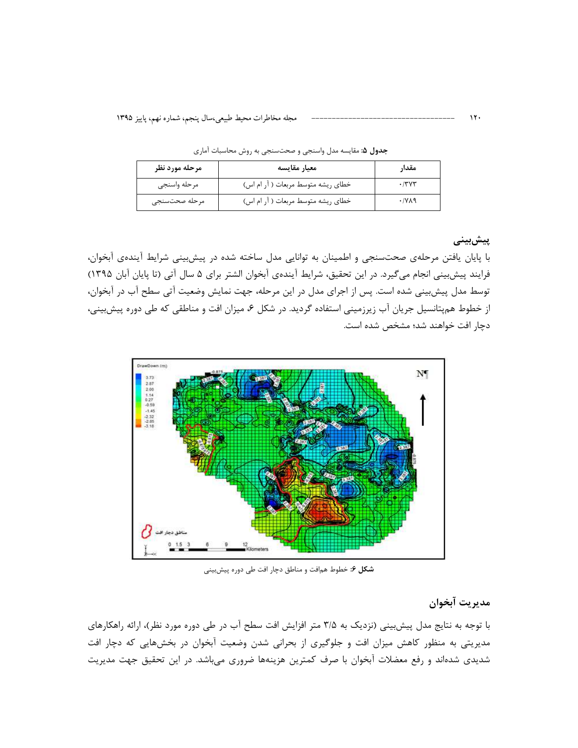**جدول ۵:** مقایسه مدل واسنجی و صحت‌سنجی به روش محاسبات آماری

| مرحله مورد نظر | معیار مقایسه | مقدار |
|---|---|---|
| مرحله واسنجی | خطای ریشه متوسط مربعات ( آر ام اس) | ۰/۳۷۳ |
| مرحله صحت‌سنجی | خطای ریشه متوسط مربعات ( آر ام اس) | ۰/۷۸۹ |

## پیش‌بینی

با پایان یافتن مرحله‌ی صحت‌سنجی و اطمینان به توانایی مدل ساخته شده در پیش‌بینی شرایط آینده‌ی آبخوان، فرایند پیش‌بینی انجام می‌گیرد. در این تحقیق، شرایط آینده‌ی آبخوان الشتر برای ۵ سال آتی (تا پایان آبان ۱۳۹۵) توسط مدل پیش‌بینی شده است. پس از اجرای مدل در این مرحله، جهت نمایش وضعیت آتی سطح آب در آبخوان، از خطوط هم‌پتانسیل جریان آب زیرزمینی استفاده گردید. در شکل ۶، میزان افت و مناطقی که طی دوره پیش‌بینی، دچار افت خواهند شد؛ مشخص شده است.

**شکل ۶:** خطوط هم‌افت و مناطق دچار افت طی دوره پیش‌بینی

## مدیریت آبخوان

با توجه به نتایج مدل پیش‌بینی (نزدیک به ۳/۵ متر افزایش افت سطح آب در طی دوره مورد نظر)، ارائه راهکارهای مدیریتی به منظور کاهش میزان افت و جلوگیری از بحرانی شدن وضعیت آبخوان در بخش‌هایی که دچار افت شدیدی شده‌اند و رفع معضلات آبخوان با صرف کمترین هزینه‌ها ضروری می‌باشد. در این تحقیق جهت مدیریت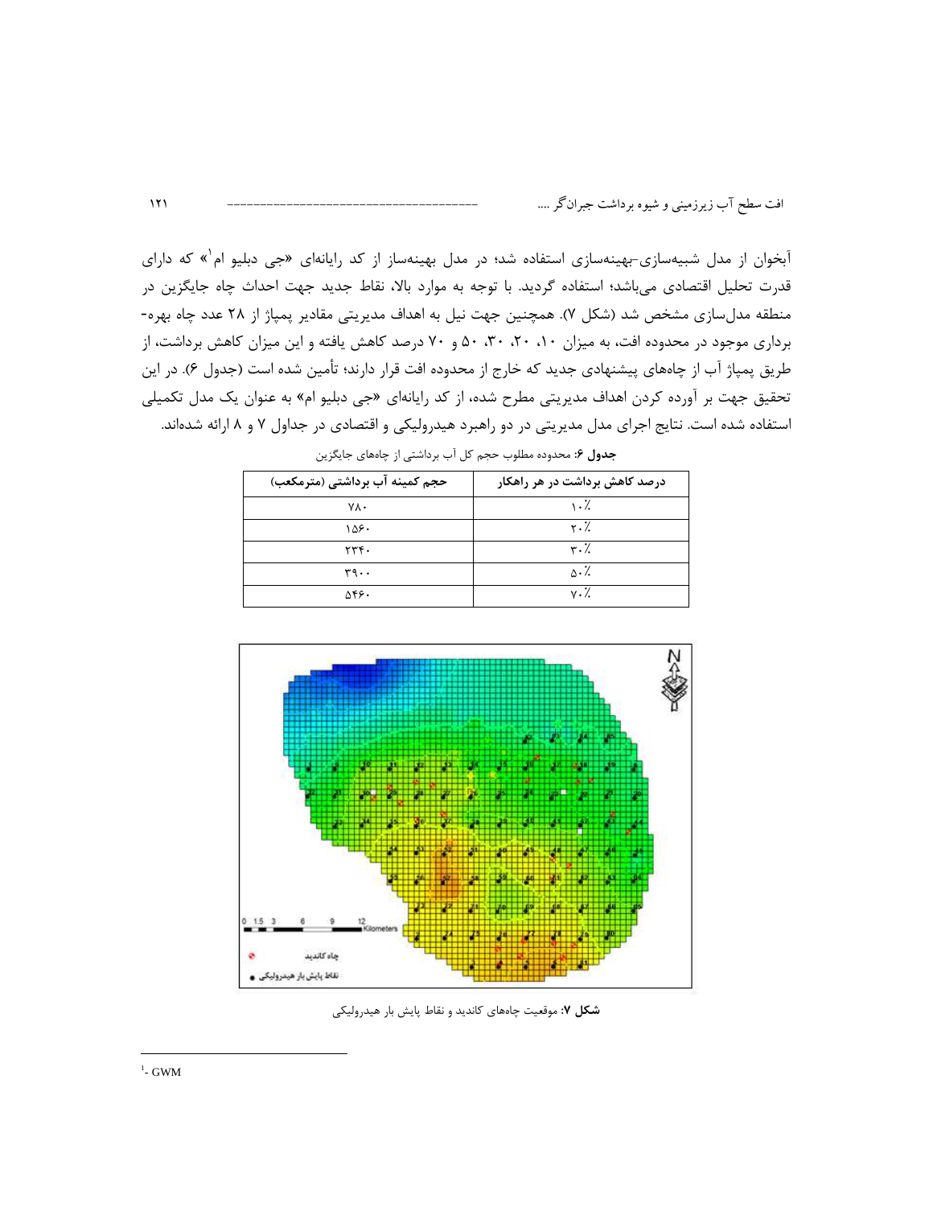آبخوان از مدل شبیه‌سازی-بهینه‌سازی استفاده شد؛ در مدل بهینه‌ساز از کد رایانه‌ای «جی دبلیو ام[1]» که دارای قدرت تحلیل اقتصادی می‌باشد؛ استفاده گردید. با توجه به موارد بالا، نقاط جدید جهت احداث چاه جایگزین در منطقه مدل‌سازی مشخص شد (شکل ۷). همچنین جهت نیل به اهداف مدیریتی مقادیر پمپاژ از ۲۸ عدد چاه بهره‌برداری موجود در محدوده افت، به میزان ۱۰، ۲۰، ۳۰، ۵۰ و ۷۰ درصد کاهش یافته و این میزان کاهش برداشت، از طریق پمپاژ آب از چاه‌های پیشنهادی جدید که خارج از محدوده افت قرار دارند؛ تأمین شده است (جدول ۶). در این تحقیق جهت بر آورده کردن اهداف مدیریتی مطرح شده، از کد رایانه‌ای «جی دبلیو ام» به عنوان یک مدل تکمیلی استفاده شده است. نتایج اجرای مدل مدیریتی در دو راهبرد هیدرولیکی و اقتصادی در جداول ۷ و ۸ ارائه شده‌اند.

**جدول ۶:** محدوده مطلوب حجم کل آب برداشتی از چاه‌های جایگزین

| درصد کاهش برداشت در هر راهکار | حجم کمینه آب برداشتی (مترمکعب) |
| --- | --- |
| ۱۰٪ | ۷۸۰ |
| ۲۰٪ | ۱۵۶۰ |
| ۳۰٪ | ۲۳۴۰ |
| ۵۰٪ | ۳۹۰۰ |
| ۷۰٪ | ۵۴۶۰ |

**شکل ۷:** موقعیت چاه‌های کاندید و نقاط پایش بار هیدرولیکی

[1]- GWM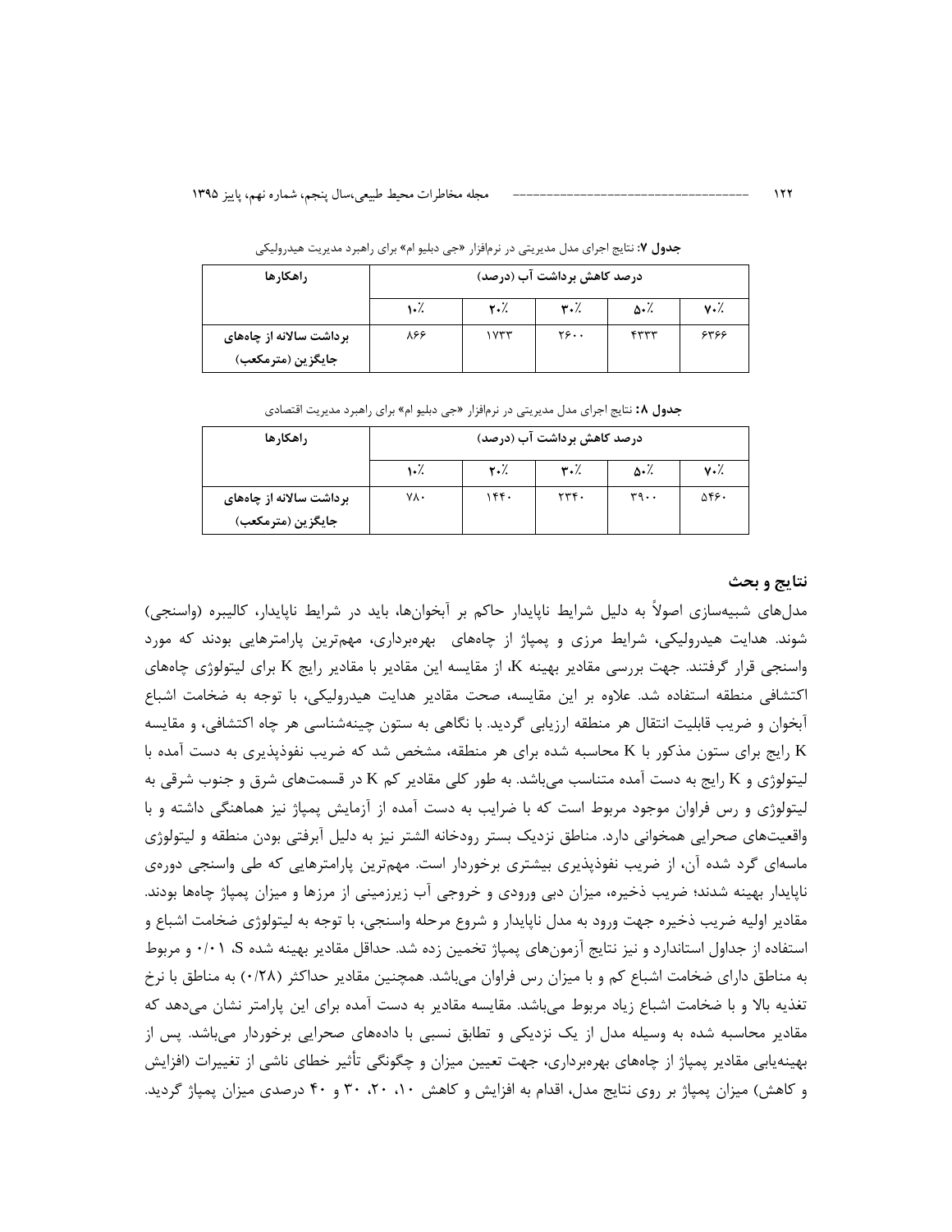**جدول ۷:** نتایج اجرای مدل مدیریتی در نرم‌افزار «جی دبلیو ام» برای راهبرد مدیریت هیدرولیکی

| راهکارها | درصد کاهش برداشت آب (درصد) | | | | |
|---|---|---|---|---|---|
| | ۱۰٪ | ۲۰٪ | ۳۰٪ | ۵۰٪ | ۷۰٪ |
| برداشت سالانه از چاه‌های جایگزین (مترمکعب) | ۸۶۶ | ۱۷۳۳ | ۲۶۰۰ | ۴۳۳۳ | ۶۳۶۶ |

**جدول ۸:** نتایج اجرای مدل مدیریتی در نرم‌افزار «جی دبلیو ام» برای راهبرد مدیریت اقتصادی

| راهکارها | درصد کاهش برداشت آب (درصد) | | | | |
|---|---|---|---|---|---|
| | ۱۰٪ | ۲۰٪ | ۳۰٪ | ۵۰٪ | ۷۰٪ |
| برداشت سالانه از چاه‌های جایگزین (مترمکعب) | ۷۸۰ | ۱۴۴۰ | ۲۳۴۰ | ۳۹۰۰ | ۵۴۶۰ |

## نتایج و بحث

مدل‌های شبیه‌سازی اصولاً به دلیل شرایط ناپایدار حاکم بر آبخوان‌ها، باید در شرایط ناپایدار، کالیبره (واسنجی) شوند. هدایت هیدرولیکی، شرایط مرزی و پمپاژ از چاه‌های بهره‌برداری، مهم‌ترین پارامترهایی بودند که مورد واسنجی قرار گرفتند. جهت بررسی مقادیر بهینه K، از مقایسه این مقادیر با مقادیر رایج K برای لیتولوژی چاه‌های اکتشافی منطقه استفاده شد. علاوه بر این مقایسه، صحت مقادیر هدایت هیدرولیکی، با توجه به ضخامت اشباع آبخوان و ضریب قابلیت انتقال هر منطقه ارزیابی گردید. با نگاهی به ستون چینه‌شناسی هر چاه اکتشافی، و مقایسه K رایج برای ستون مذکور با K محاسبه شده برای هر منطقه، مشخص شد که ضریب نفوذپذیری به دست آمده با لیتولوژی و K رایج به دست آمده متناسب می‌باشد. به طور کلی مقادیر کم K در قسمت‌های شرق و جنوب شرقی به لیتولوژی و رس فراوان موجود مربوط است که با ضرایب به دست آمده از آزمایش پمپاژ نیز هماهنگی داشته و با واقعیت‌های صحرایی همخوانی دارد. مناطق نزدیک بستر رودخانه الشتر نیز به دلیل آبرفتی بودن منطقه و لیتولوژی ماسه‌ای گرد شده آن، از ضریب نفوذپذیری بیشتری برخوردار است. مهم‌ترین پارامترهایی که طی واسنجی دوره‌ی ناپایدار بهینه شدند؛ ضریب ذخیره، میزان دبی ورودی و خروجی آب زیرزمینی از مرزها و میزان پمپاژ چاه‌ها بودند. مقادیر اولیه ضریب ذخیره جهت ورود به مدل ناپایدار و شروع مرحله واسنجی، با توجه به لیتولوژی ضخامت اشباع و استفاده از جداول استاندارد و نیز نتایج آزمون‌های پمپاژ تخمین زده شد. حداقل مقادیر بهینه شده S، ۰/۰۱ و مربوط به مناطق دارای ضخامت اشباع کم و با میزان رس فراوان می‌باشد. همچنین مقادیر حداکثر (۰/۲۸) به مناطق با نرخ تغذیه بالا و با ضخامت اشباع زیاد مربوط می‌باشد. مقایسه مقادیر به دست آمده برای این پارامتر نشان می‌دهد که مقادیر محاسبه شده به وسیله مدل از یک نزدیکی و تطابق نسبی با داده‌های صحرایی برخوردار می‌باشد. پس از بهینه‌یابی مقادیر پمپاژ از چاه‌های بهره‌برداری، جهت تعیین میزان و چگونگی تأثیر خطای ناشی از تغییرات (افزایش و کاهش) میزان پمپاژ بر روی نتایج مدل، اقدام به افزایش و کاهش ۱۰، ۲۰، ۳۰ و ۴۰ درصدی میزان پمپاژ گردید.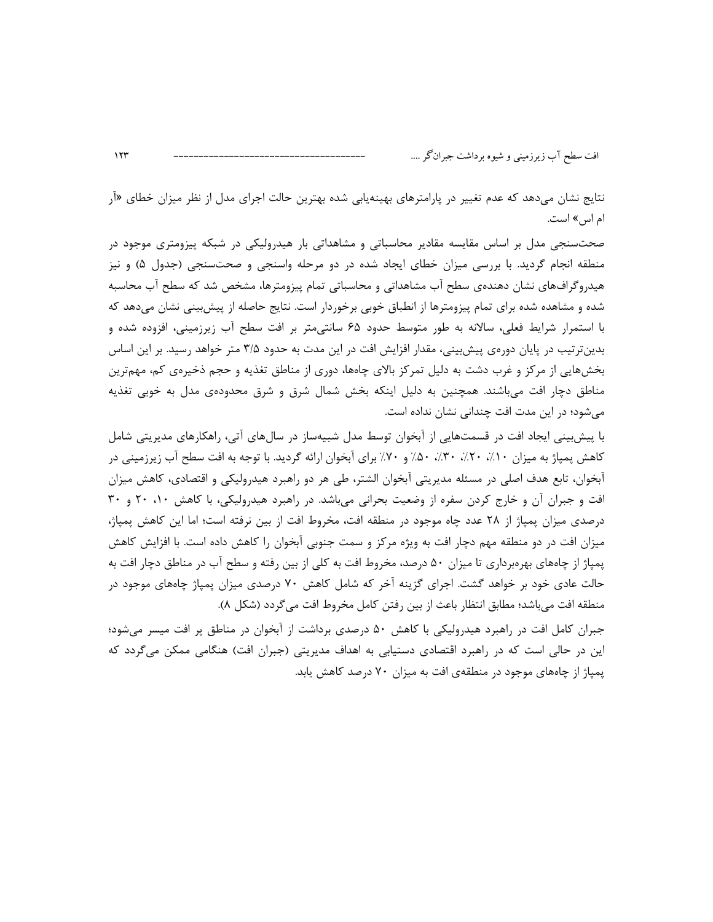نتایج نشان می‌دهد که عدم تغییر در پارامترهای بهینه‌یابی شده بهترین حالت اجرای مدل از نظر میزان خطای «آر ام اس» است.

صحت‌سنجی مدل بر اساس مقایسه مقادیر محاسباتی و مشاهداتی بار هیدرولیکی در شبکه پیزومتری موجود در منطقه انجام گردید. با بررسی میزان خطای ایجاد شده در دو مرحله واسنجی و صحت‌سنجی (جدول ۵) و نیز هیدروگراف‌های نشان دهنده‌ی سطح آب مشاهداتی و محاسباتی تمام پیزومترها، مشخص شد که سطح آب محاسبه شده و مشاهده شده برای تمام پیزومترها از انطباق خوبی برخوردار است. نتایج حاصله از پیش‌بینی نشان می‌دهد که با استمرار شرایط فعلی، سالانه به طور متوسط حدود ۶۵ سانتی‌متر بر افت سطح آب زیرزمینی، افزوده شده و بدین‌ترتیب در پایان دوره‌ی پیش‌بینی، مقدار افزایش افت در این مدت به حدود ۳/۵ متر خواهد رسید. بر این اساس بخش‌هایی از مرکز و غرب دشت به دلیل تمرکز بالای چاه‌ها، دوری از مناطق تغذیه و حجم ذخیره‌ی کم، مهم‌ترین مناطق دچار افت می‌باشند. همچنین به دلیل اینکه بخش شمال شرق و شرق محدوده‌ی مدل به خوبی تغذیه می‌شود؛ در این مدت افت چندانی نشان نداده است.

با پیش‌بینی ایجاد افت در قسمت‌هایی از آبخوان توسط مدل شبیه‌ساز در سال‌های آتی، راهکارهای مدیریتی شامل کاهش پمپاژ به میزان ۱۰٪، ۲۰٪، ۳۰٪، ۵۰٪ و ۷۰٪ برای آبخوان ارائه گردید. با توجه به افت سطح آب زیرزمینی در آبخوان، تابع هدف اصلی در مسئله مدیریتی آبخوان الشتر، طی هر دو راهبرد هیدرولیکی و اقتصادی، کاهش میزان افت و جبران آن و خارج کردن سفره از وضعیت بحرانی می‌باشد. در راهبرد هیدرولیکی، با کاهش ۱۰، ۲۰ و ۳۰ درصدی میزان پمپاژ از ۲۸ عدد چاه موجود در منطقه افت، مخروط افت از بین نرفته است؛ اما این کاهش پمپاژ، میزان افت در دو منطقه مهم دچار افت به ویژه مرکز و سمت جنوبی آبخوان را کاهش داده است. با افزایش کاهش پمپاژ از چاه‌های بهره‌برداری تا میزان ۵۰ درصد، مخروط افت به کلی از بین رفته و سطح آب در مناطق دچار افت به حالت عادی خود بر خواهد گشت. اجرای گزینه آخر که شامل کاهش ۷۰ درصدی میزان پمپاژ چاه‌های موجود در منطقه افت می‌باشد؛ مطابق انتظار باعث از بین رفتن کامل مخروط افت می‌گردد (شکل ۸).

جبران کامل افت در راهبرد هیدرولیکی با کاهش ۵۰ درصدی برداشت از آبخوان در مناطق پر افت میسر می‌شود؛ این در حالی است که در راهبرد اقتصادی دستیابی به اهداف مدیریتی (جبران افت) هنگامی ممکن می‌گردد که پمپاژ از چاه‌های موجود در منطقه‌ی افت به میزان ۷۰ درصد کاهش یابد.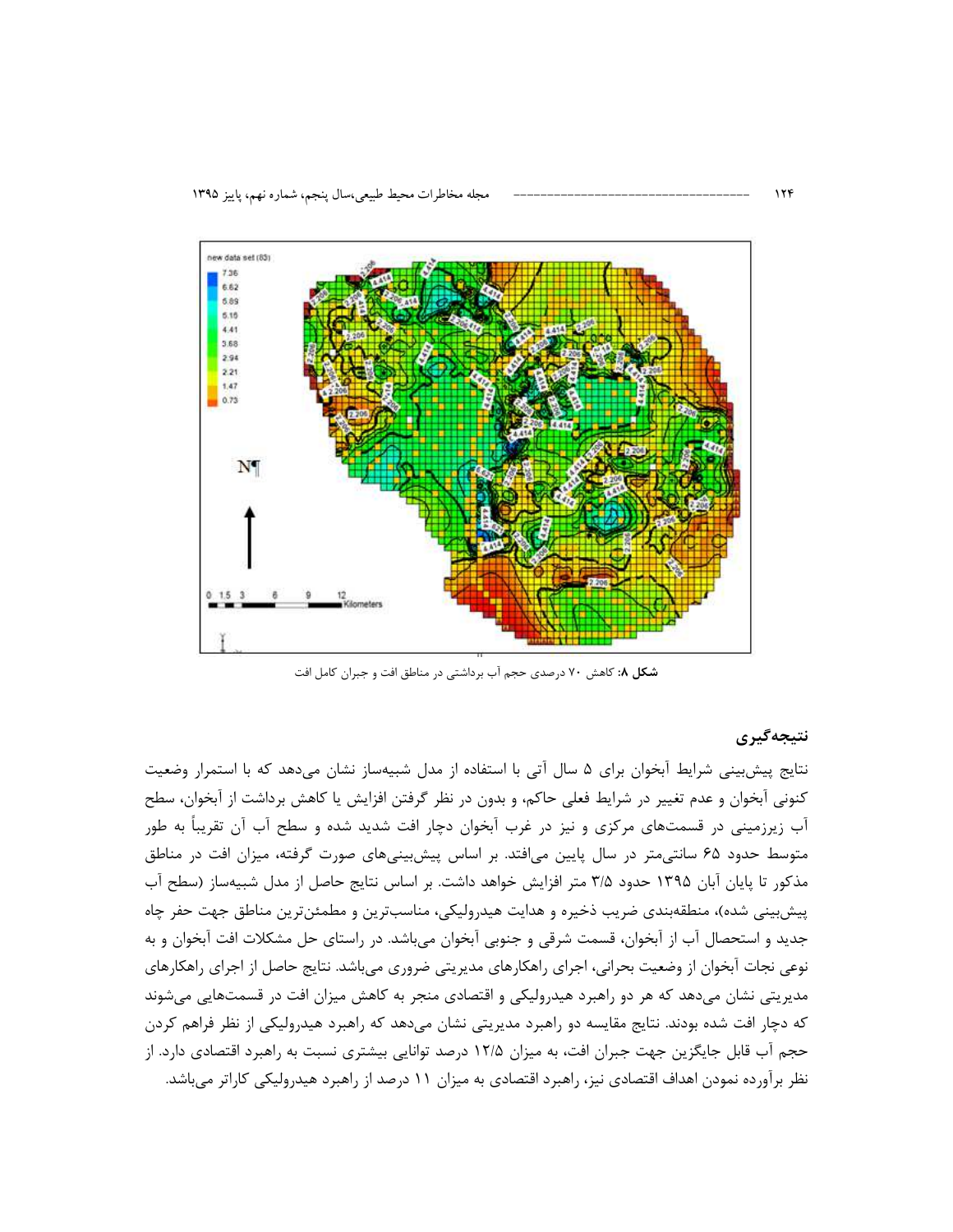**شکل ۸:** کاهش ۷۰ درصدی حجم آب برداشتی در مناطق افت و جبران کامل افت

## نتیجه‌گیری

نتایج پیش‌بینی شرایط آبخوان برای ۵ سال آتی با استفاده از مدل شبیه‌ساز نشان می‌دهد که با استمرار وضعیت کنونی آبخوان و عدم تغییر در شرایط فعلی حاکم، و بدون در نظر گرفتن افزایش یا کاهش برداشت از آبخوان، سطح آب زیرزمینی در قسمت‌های مرکزی و نیز در غرب آبخوان دچار افت شدید شده و سطح آب آن تقریباً به طور متوسط حدود ۶۵ سانتی‌متر در سال پایین می‌افتد. بر اساس پیش‌بینی‌های صورت گرفته، میزان افت در مناطق مذکور تا پایان آبان ۱۳۹۵ حدود ۳/۵ متر افزایش خواهد داشت. بر اساس نتایج حاصل از مدل شبیه‌ساز (سطح آب پیش‌بینی شده)، منطقه‌بندی ضریب ذخیره و هدایت هیدرولیکی، مناسب‌ترین و مطمئن‌ترین مناطق جهت حفر چاه جدید و استحصال آب از آبخوان، قسمت شرقی و جنوبی آبخوان می‌باشد. در راستای حل مشکلات افت آبخوان و به نوعی نجات آبخوان از وضعیت بحرانی، اجرای راهکارهای مدیریتی ضروری می‌باشد. نتایج حاصل از اجرای راهکارهای مدیریتی نشان می‌دهد که هر دو راهبرد هیدرولیکی و اقتصادی منجر به کاهش میزان افت در قسمت‌هایی می‌شوند که دچار افت شده بودند. نتایج مقایسه دو راهبرد مدیریتی نشان می‌دهد که راهبرد هیدرولیکی از نظر فراهم کردن حجم آب قابل جایگزین جهت جبران افت، به میزان ۱۲/۵ درصد توانایی بیشتری نسبت به راهبرد اقتصادی دارد. از نظر برآورده نمودن اهداف اقتصادی نیز، راهبرد اقتصادی به میزان ۱۱ درصد از راهبرد هیدرولیکی کاراتر می‌باشد.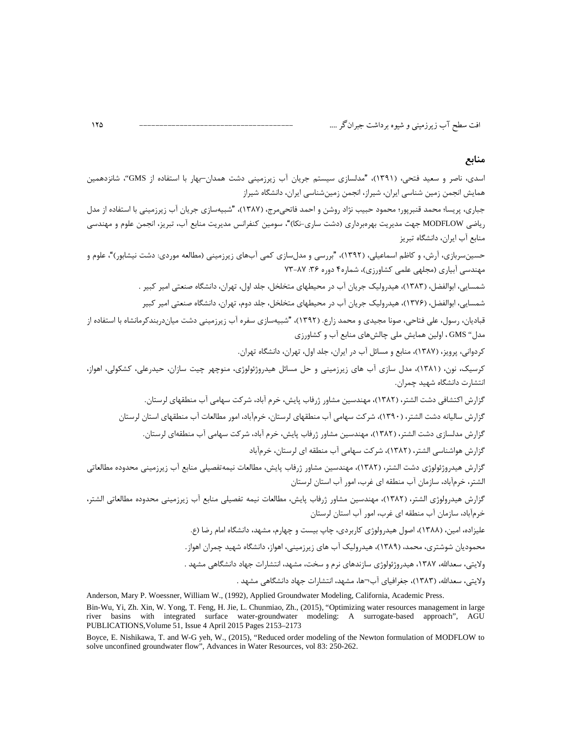## منابع

اسدی، ناصر و سعید فتحی، (۱۳۹۱)، "مدلسازی سیستم جریان آب زیرزمینی دشت همدان–بهار با استفاده از GMS"، شانزدهمین همایش انجمن زمین شناسی ایران، شیراز، انجمن زمین‌شناسی ایران، دانشگاه شیراز

جباری، پریسا؛ محمد قنبرپور؛ محمود حبیب نژاد روشن و احمد فاتحی‌مرج، (۱۳۸۷)، "شبیه‌سازی جریان آب زیرزمینی با استفاده از مدل ریاضی MODFLOW جهت مدیریت بهره‌برداری (دشت ساری-نکا)"، سومین کنفرانس مدیریت منابع آب، تبریز، انجمن علوم و مهندسی منابع آب ایران، دانشگاه تبریز

حسین‌سربازی، آرش، و کاظم اسماعیلی، (۱۳۹۲)، "بررسی و مدل‌سازی کمی آب‌های زیرزمینی (مطالعه موردی: دشت نیشابور)"، علوم و مهندسی آبیاری (مجلهی علمی کشاورزی)، شماره۴ دوره ۳۶: ۸۷-۷۳

شمسایی، ابوالفضل، (۱۳۸۳)، هیدرولیک جریان آب در محیطهای متخلخل، جلد اول، تهران، دانشگاه صنعتی امیر کبیر .

شمسایی، ابوالفضل، (۱۳۷۶)، هیدرولیک جریان آب در محیطهای متخلخل، جلد دوم، تهران، دانشگاه صنعتی امیر کبیر

قبادیان، رسول، علی فتاحی، صونا مجیدی و محمد زارع. (۱۳۹۲)، "شبیه‌سازی سفره آب زیرزمینی دشت میان‌دربندکرمانشاه با استفاده از مدل" GMS ، اولین همایش ملی چالش‌های منابع آب و کشاورزی

کردوانی، پرویز، (۱۳۸۷)، منابع و مسائل آب در ایران، جلد اول، تهران، دانشگاه تهران.

کرسیک، نون، (۱۳۸۱)، مدل سازی آب های زیرزمینی و حل مسائل هیدروژئولوژی، منوچهر چیت سازان، حیدرعلی، کشکولی، اهواز، انتشارت دانشگاه شهید چمران.

گزارش اکتشافی دشت الشتر، (۱۳۸۲)، مهندسین مشاور ژرفاب پایش، خرم آباد، شرکت سهامی آب منطقهای لرستان.

گزارش سالیانه دشت الشتر، (۱۳۹۰)، شرکت سهامی آب منطقهای لرستان، خرم‌آباد، امور مطالعات آب منطقهای استان لرستان

گزارش مدلسازی دشت الشتر، (۱۳۸۲)، مهندسین مشاور ژرفاب پایش، خرم آباد، شرکت سهامی آب منطقهای لرستان.

گزارش هواشناسی الشتر، (۱۳۸۲)، شرکت سهامی آب منطقه ای لرستان، خرم‌آباد

گزارش هیدروژئولوژی دشت الشتر، (۱۳۸۲)، مهندسین مشاور ژرفاب پایش، مطالعات نیمه‌تفصیلی منابع آب زیرزمینی محدوده مطالعاتی الشتر، خرم‌آباد، سازمان آب منطقه ای غرب، امور آب استان لرستان

گزارش هیدرولوژی الشتر، (۱۳۸۲)، مهندسین مشاور ژرفاب پایش، مطالعات نیمه تفصیلی منابع آب زیرزمینی محدوده مطالعاتی الشتر، خرم‌آباد، سازمان آب منطقه ای غرب، امور آب استان لرستان

علیزاده، امین، (۱۳۸۸)، اصول هیدرولوژی کاربردی، چاپ بیست و چهارم، مشهد، دانشگاه امام رضا (ع.

محمودیان شوشتری، محمد، (۱۳۸۹)، هیدرولیک آب های زیرزمینی، اهواز، دانشگاه شهید چمران اهواز.

ولایتی، سعدالله، ۱۳۸۷، هیدروژئولوژی سازندهای نرم و سخت، مشهد، انتشارات جهاد دانشگاهی مشهد .

ولایتی، سعدالله، (۱۳۸۳)، جغرافیای آب¬ها، مشهد، انتشارات جهاد دانشگاهی مشهد .

Anderson, Mary P. Woessner, William W., (1992), Applied Groundwater Modeling, California, Academic Press.

Bin-Wu, Yi, Zh. Xin, W. Yong, T. Feng, H. Jie, L. Chunmiao, Zh., (2015), "Optimizing water resources management in large river basins with integrated surface water-groundwater modeling: A surrogate-based approach", AGU PUBLICATIONS,Volume 51, Issue 4 April 2015 Pages 2153–2173

Boyce, E. Nishikawa, T. and W-G yeh, W., (2015), "Reduced order modeling of the Newton formulation of MODFLOW to solve unconfined groundwater flow", Advances in Water Resources, vol 83: 250-262.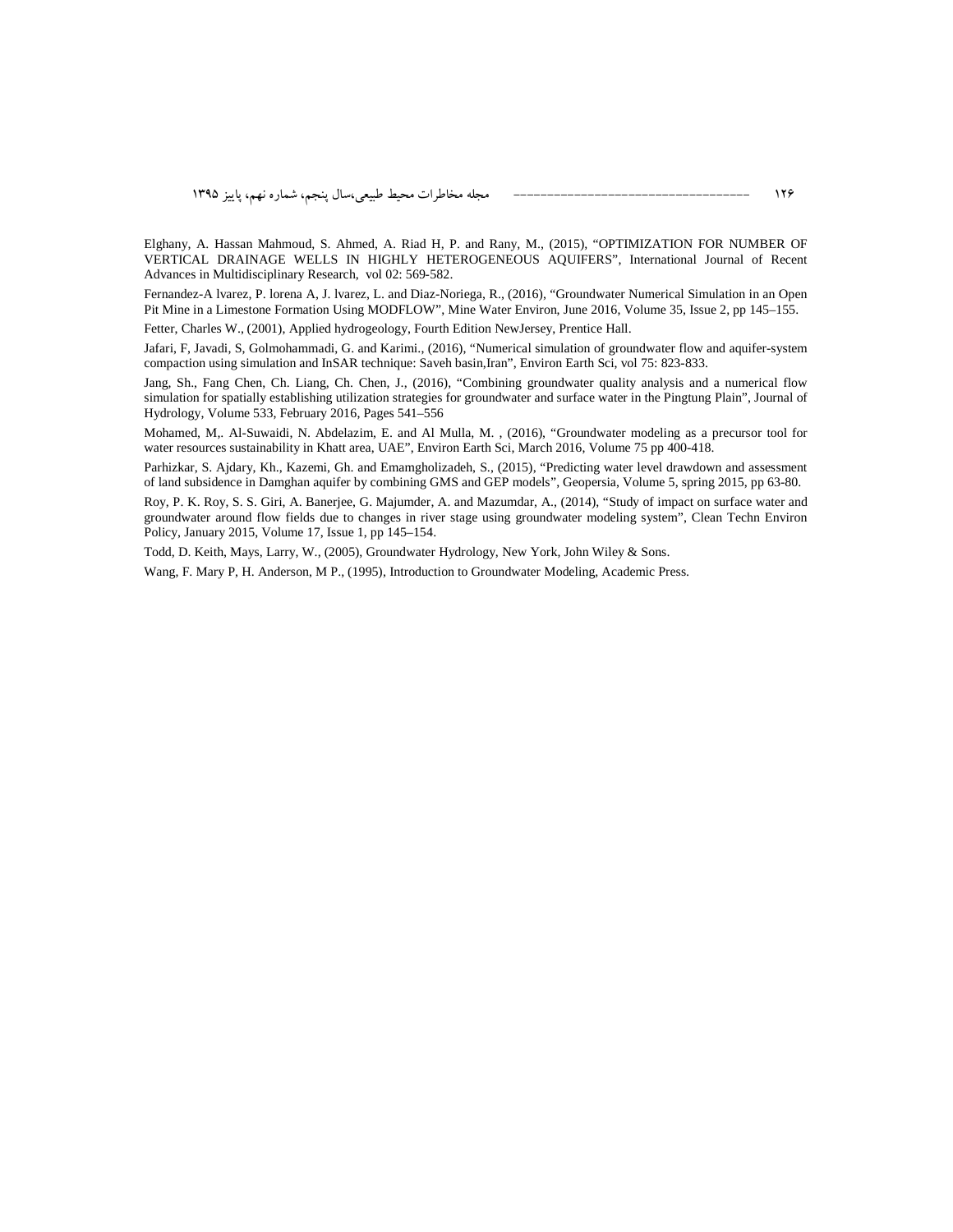Elghany, A. Hassan Mahmoud, S. Ahmed, A. Riad H, P. and Rany, M., (2015), “OPTIMIZATION FOR NUMBER OF VERTICAL DRAINAGE WELLS IN HIGHLY HETEROGENEOUS AQUIFERS”, International Journal of Recent Advances in Multidisciplinary Research, vol 02: 569-582.

Fernandez-A lvarez, P. lorena A, J. lvarez, L. and Diaz-Noriega, R., (2016), “Groundwater Numerical Simulation in an Open Pit Mine in a Limestone Formation Using MODFLOW”, Mine Water Environ, June 2016, Volume 35, Issue 2, pp 145–155.

Fetter, Charles W., (2001), Applied hydrogeology, Fourth Edition NewJersey, Prentice Hall.

Jafari, F, Javadi, S, Golmohammadi, G. and Karimi., (2016), “Numerical simulation of groundwater flow and aquifer-system compaction using simulation and InSAR technique: Saveh basin,Iran”, Environ Earth Sci, vol 75: 823-833.

Jang, Sh., Fang Chen, Ch. Liang, Ch. Chen, J., (2016), “Combining groundwater quality analysis and a numerical flow simulation for spatially establishing utilization strategies for groundwater and surface water in the Pingtung Plain”, Journal of Hydrology, Volume 533, February 2016, Pages 541–556

Mohamed, M,. Al-Suwaidi, N. Abdelazim, E. and Al Mulla, M. , (2016), “Groundwater modeling as a precursor tool for water resources sustainability in Khatt area, UAE”, Environ Earth Sci, March 2016, Volume 75 pp 400-418.

Parhizkar, S. Ajdary, Kh., Kazemi, Gh. and Emamgholizadeh, S., (2015), “Predicting water level drawdown and assessment of land subsidence in Damghan aquifer by combining GMS and GEP models”, Geopersia, Volume 5, spring 2015, pp 63-80.

Roy, P. K. Roy, S. S. Giri, A. Banerjee, G. Majumder, A. and Mazumdar, A., (2014), “Study of impact on surface water and groundwater around flow fields due to changes in river stage using groundwater modeling system”, Clean Techn Environ Policy, January 2015, Volume 17, Issue 1, pp 145–154.

Todd, D. Keith, Mays, Larry, W., (2005), Groundwater Hydrology, New York, John Wiley & Sons.

Wang, F. Mary P, H. Anderson, M P., (1995), Introduction to Groundwater Modeling, Academic Press.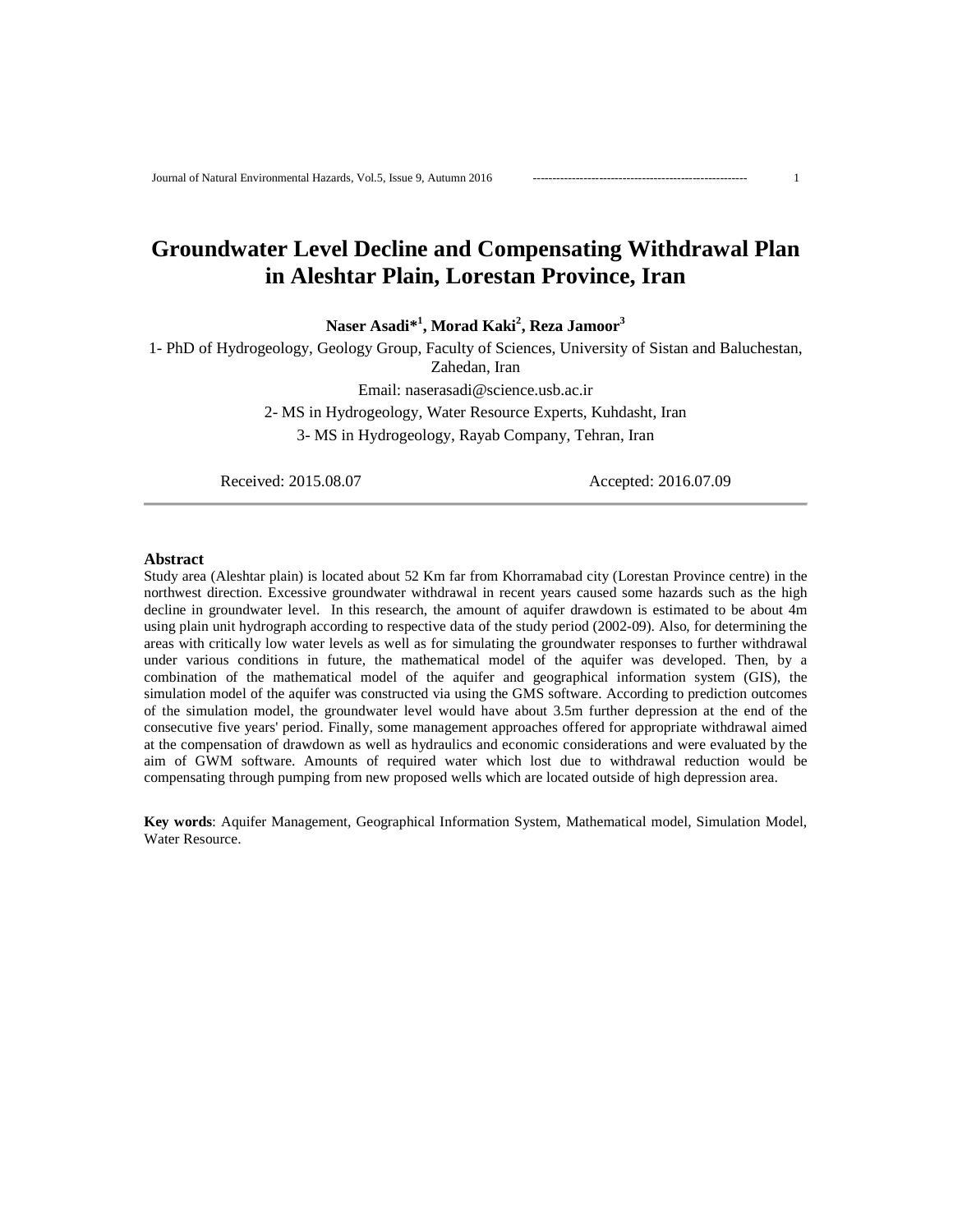# Groundwater Level Decline and Compensating Withdrawal Plan in Aleshtar Plain, Lorestan Province, Iran

**Naser Asadi*[1], Morad Kaki[2], Reza Jamoor[3]**

1- PhD of Hydrogeology, Geology Group, Faculty of Sciences, University of Sistan and Baluchestan, Zahedan, Iran

Email: naserasadi@science.usb.ac.ir

2- MS in Hydrogeology, Water Resource Experts, Kuhdasht, Iran

3- MS in Hydrogeology, Rayab Company, Tehran, Iran

Received: 2015.08.07 Accepted: 2016.07.09

## Abstract

Study area (Aleshtar plain) is located about 52 Km far from Khorramabad city (Lorestan Province centre) in the northwest direction. Excessive groundwater withdrawal in recent years caused some hazards such as the high decline in groundwater level. In this research, the amount of aquifer drawdown is estimated to be about 4m using plain unit hydrograph according to respective data of the study period (2002-09). Also, for determining the areas with critically low water levels as well as for simulating the groundwater responses to further withdrawal under various conditions in future, the mathematical model of the aquifer was developed. Then, by a combination of the mathematical model of the aquifer and geographical information system (GIS), the simulation model of the aquifer was constructed via using the GMS software. According to prediction outcomes of the simulation model, the groundwater level would have about 3.5m further depression at the end of the consecutive five years' period. Finally, some management approaches offered for appropriate withdrawal aimed at the compensation of drawdown as well as hydraulics and economic considerations and were evaluated by the aim of GWM software. Amounts of required water which lost due to withdrawal reduction would be compensating through pumping from new proposed wells which are located outside of high depression area.

**Key words**: Aquifer Management, Geographical Information System, Mathematical model, Simulation Model, Water Resource.